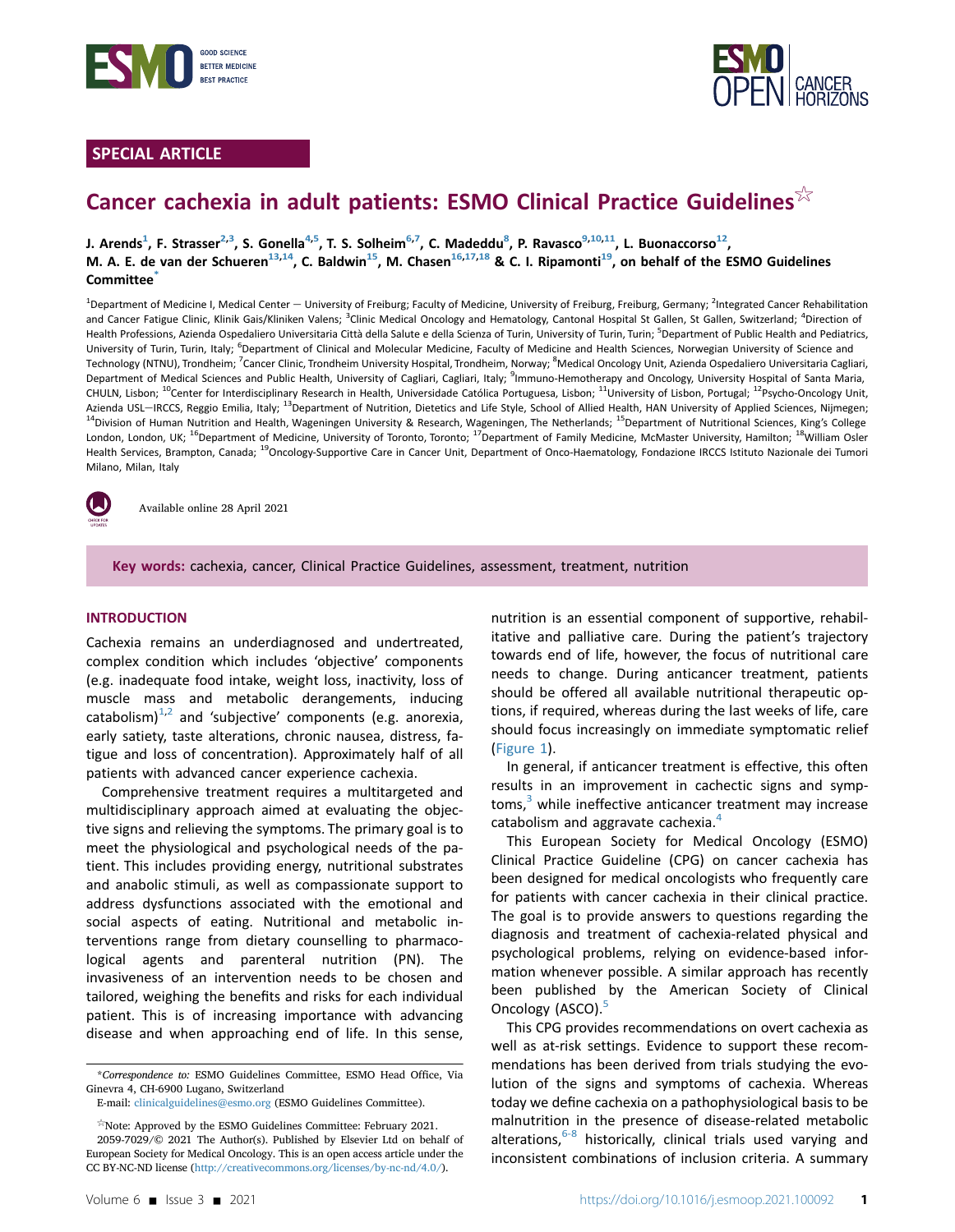SPECIAL ARTICLE

# Cancer cachexia in adult patients: ESMO Clinical Practice Guidelines☆

J. Arends[1], F. Strasser[2,3], S. Gonella[4,5], T. S. Solheim[6,7], C. Madeddu[8], P. Ravasco[9,10,11], L. Buonaccorso[12], M. A. E. de van der Schueren[13,14], C. Baldwin[15], M. Chasen[16,17,18] & C. I. Ripamonti[19], on behalf of the ESMO Guidelines Committee*

[1]Department of Medicine I, Medical Center — University of Freiburg; Faculty of Medicine, University of Freiburg, Freiburg, Germany; [2]Integrated Cancer Rehabilitation and Cancer Fatigue Clinic, Klinik Gais/Kliniken Valens; [3]Clinic Medical Oncology and Hematology, Cantonal Hospital St Gallen, St Gallen, Switzerland; [4]Direction of Health Professions, Azienda Ospedaliero Universitaria Città della Salute e della Scienza of Turin, University of Turin, Turin; [5]Department of Public Health and Pediatrics, University of Turin, Turin, Italy; [6]Department of Clinical and Molecular Medicine, Faculty of Medicine and Health Sciences, Norwegian University of Science and Technology (NTNU), Trondheim; [7]Cancer Clinic, Trondheim University Hospital, Trondheim, Norway; [8]Medical Oncology Unit, Azienda Ospedaliero Universitaria Cagliari, Department of Medical Sciences and Public Health, University of Cagliari, Cagliari, Italy; [9]Immuno-Hemotherapy and Oncology, University Hospital of Santa Maria, CHULN, Lisbon; [10]Center for Interdisciplinary Research in Health, Universidade Católica Portuguesa, Lisbon; [11]University of Lisbon, Portugal; [12]Psycho-Oncology Unit, Azienda USL—IRCCS, Reggio Emilia, Italy; [13]Department of Nutrition, Dietetics and Life Style, School of Allied Health, HAN University of Applied Sciences, Nijmegen; [14]Division of Human Nutrition and Health, Wageningen University & Research, Wageningen, The Netherlands; [15]Department of Nutritional Sciences, King's College London, London, UK; [16]Department of Medicine, University of Toronto, Toronto; [17]Department of Family Medicine, McMaster University, Hamilton; [18]William Osler Health Services, Brampton, Canada; [19]Oncology-Supportive Care in Cancer Unit, Department of Onco-Haematology, Fondazione IRCCS Istituto Nazionale dei Tumori Milano, Milan, Italy

Available online 28 April 2021

**Key words:** cachexia, cancer, Clinical Practice Guidelines, assessment, treatment, nutrition

## INTRODUCTION

Cachexia remains an underdiagnosed and undertreated, complex condition which includes 'objective' components (e.g. inadequate food intake, weight loss, inactivity, loss of muscle mass and metabolic derangements, inducing catabolism)[1,2] and 'subjective' components (e.g. anorexia, early satiety, taste alterations, chronic nausea, distress, fatigue and loss of concentration). Approximately half of all patients with advanced cancer experience cachexia.

Comprehensive treatment requires a multitargeted and multidisciplinary approach aimed at evaluating the objective signs and relieving the symptoms. The primary goal is to meet the physiological and psychological needs of the patient. This includes providing energy, nutritional substrates and anabolic stimuli, as well as compassionate support to address dysfunctions associated with the emotional and social aspects of eating. Nutritional and metabolic interventions range from dietary counselling to pharmacological agents and parenteral nutrition (PN). The invasiveness of an intervention needs to be chosen and tailored, weighing the benefits and risks for each individual patient. This is of increasing importance with advancing disease and when approaching end of life. In this sense, nutrition is an essential component of supportive, rehabilitative and palliative care. During the patient's trajectory towards end of life, however, the focus of nutritional care needs to change. During anticancer treatment, patients should be offered all available nutritional therapeutic options, if required, whereas during the last weeks of life, care should focus increasingly on immediate symptomatic relief (Figure 1).

In general, if anticancer treatment is effective, this often results in an improvement in cachectic signs and symptoms,[3] while ineffective anticancer treatment may increase catabolism and aggravate cachexia.[4]

This European Society for Medical Oncology (ESMO) Clinical Practice Guideline (CPG) on cancer cachexia has been designed for medical oncologists who frequently care for patients with cancer cachexia in their clinical practice. The goal is to provide answers to questions regarding the diagnosis and treatment of cachexia-related physical and psychological problems, relying on evidence-based information whenever possible. A similar approach has recently been published by the American Society of Clinical Oncology (ASCO).[5]

This CPG provides recommendations on overt cachexia as well as at-risk settings. Evidence to support these recommendations has been derived from trials studying the evolution of the signs and symptoms of cachexia. Whereas today we define cachexia on a pathophysiological basis to be malnutrition in the presence of disease-related metabolic alterations,[6-8] historically, clinical trials used varying and inconsistent combinations of inclusion criteria. A summary

*Correspondence to: ESMO Guidelines Committee, ESMO Head Office, Via Ginevra 4, CH-6900 Lugano, Switzerland
E-mail: clinicalguidelines@esmo.org (ESMO Guidelines Committee).

☆Note: Approved by the ESMO Guidelines Committee: February 2021.
2059-7029/© 2021 The Author(s). Published by Elsevier Ltd on behalf of European Society for Medical Oncology. This is an open access article under the CC BY-NC-ND license (http://creativecommons.org/licenses/by-nc-nd/4.0/).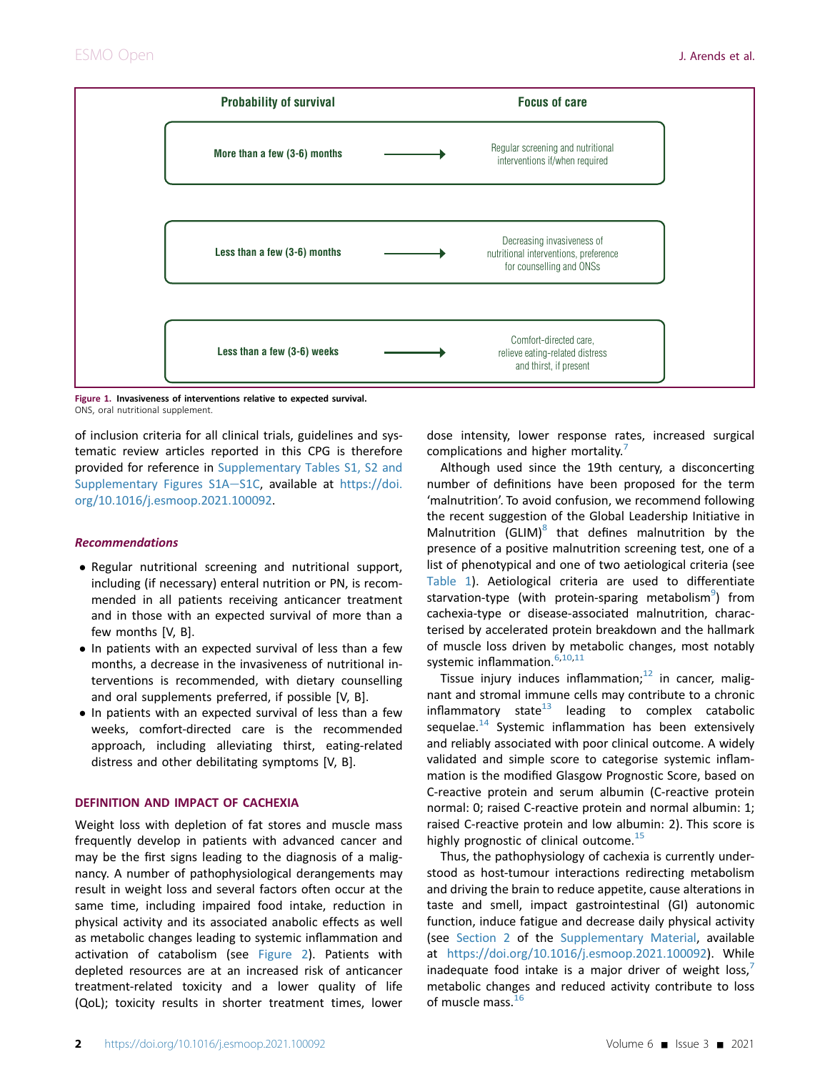| Probability of survival | | Focus of care |
|---|---|---|
| More than a few (3-6) months | → | Regular screening and nutritional interventions if/when required |
| Less than a few (3-6) months | → | Decreasing invasiveness of nutritional interventions, preference for counselling and ONSs |
| Less than a few (3-6) weeks | → | Comfort-directed care, relieve eating-related distress and thirst, if present |

**Figure 1. Invasiveness of interventions relative to expected survival.**
ONS, oral nutritional supplement.

of inclusion criteria for all clinical trials, guidelines and systematic review articles reported in this CPG is therefore provided for reference in Supplementary Tables S1, S2 and Supplementary Figures S1A–S1C, available at https://doi.org/10.1016/j.esmoop.2021.100092.

### *Recommendations*

- Regular nutritional screening and nutritional support, including (if necessary) enteral nutrition or PN, is recommended in all patients receiving anticancer treatment and in those with an expected survival of more than a few months [V, B].
- In patients with an expected survival of less than a few months, a decrease in the invasiveness of nutritional interventions is recommended, with dietary counselling and oral supplements preferred, if possible [V, B].
- In patients with an expected survival of less than a few weeks, comfort-directed care is the recommended approach, including alleviating thirst, eating-related distress and other debilitating symptoms [V, B].

## DEFINITION AND IMPACT OF CACHEXIA

Weight loss with depletion of fat stores and muscle mass frequently develop in patients with advanced cancer and may be the first signs leading to the diagnosis of a malignancy. A number of pathophysiological derangements may result in weight loss and several factors often occur at the same time, including impaired food intake, reduction in physical activity and its associated anabolic effects as well as metabolic changes leading to systemic inflammation and activation of catabolism (see Figure 2). Patients with depleted resources are at an increased risk of anticancer treatment-related toxicity and a lower quality of life (QoL); toxicity results in shorter treatment times, lower dose intensity, lower response rates, increased surgical complications and higher mortality.[7]

Although used since the 19th century, a disconcerting number of definitions have been proposed for the term 'malnutrition'. To avoid confusion, we recommend following the recent suggestion of the Global Leadership Initiative in Malnutrition (GLIM)[8] that defines malnutrition by the presence of a positive malnutrition screening test, one of a list of phenotypical and one of two aetiological criteria (see Table 1). Aetiological criteria are used to differentiate starvation-type (with protein-sparing metabolism[9]) from cachexia-type or disease-associated malnutrition, characterised by accelerated protein breakdown and the hallmark of muscle loss driven by metabolic changes, most notably systemic inflammation.[6,10,11]

Tissue injury induces inflammation;[12] in cancer, malignant and stromal immune cells may contribute to a chronic inflammatory state[13] leading to complex catabolic sequelae.[14] Systemic inflammation has been extensively and reliably associated with poor clinical outcome. A widely validated and simple score to categorise systemic inflammation is the modified Glasgow Prognostic Score, based on C-reactive protein and serum albumin (C-reactive protein normal: 0; raised C-reactive protein and normal albumin: 1; raised C-reactive protein and low albumin: 2). This score is highly prognostic of clinical outcome.[15]

Thus, the pathophysiology of cachexia is currently understood as host-tumour interactions redirecting metabolism and driving the brain to reduce appetite, cause alterations in taste and smell, impact gastrointestinal (GI) autonomic function, induce fatigue and decrease daily physical activity (see Section 2 of the Supplementary Material, available at https://doi.org/10.1016/j.esmoop.2021.100092). While inadequate food intake is a major driver of weight loss,[7] metabolic changes and reduced activity contribute to loss of muscle mass.[16]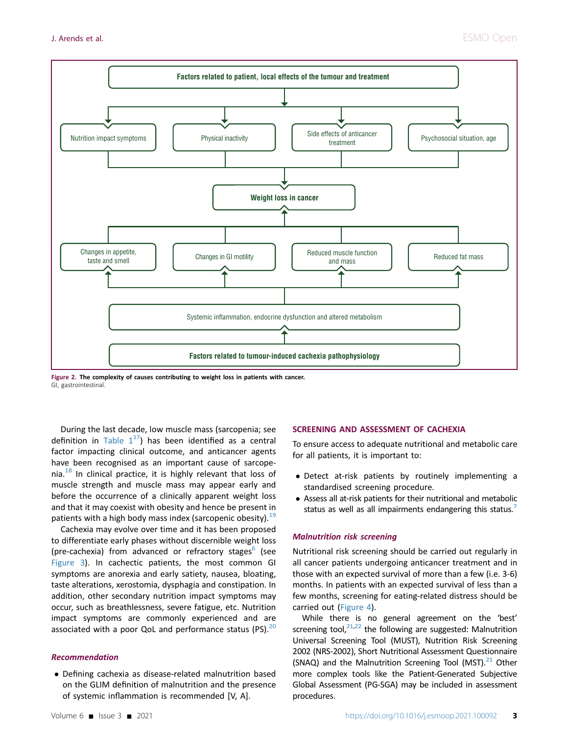Factors related to patient, local effects of the tumour and treatment

Nutrition impact symptoms | Physical inactivity | Side effects of anticancer treatment | Psychosocial situation, age

Weight loss in cancer

Changes in appetite, taste and smell | Changes in GI motility | Reduced muscle function and mass | Reduced fat mass

Systemic inflammation, endocrine dysfunction and altered metabolism

Factors related to tumour-induced cachexia pathophysiology

**Figure 2. The complexity of causes contributing to weight loss in patients with cancer.**
GI, gastrointestinal.

During the last decade, low muscle mass (sarcopenia; see definition in Table 1[17]) has been identified as a central factor impacting clinical outcome, and anticancer agents have been recognised as an important cause of sarcopenia.[18] In clinical practice, it is highly relevant that loss of muscle strength and muscle mass may appear early and before the occurrence of a clinically apparent weight loss and that it may coexist with obesity and hence be present in patients with a high body mass index (sarcopenic obesity).[19]

Cachexia may evolve over time and it has been proposed to differentiate early phases without discernible weight loss (pre-cachexia) from advanced or refractory stages[6] (see Figure 3). In cachectic patients, the most common GI symptoms are anorexia and early satiety, nausea, bloating, taste alterations, xerostomia, dysphagia and constipation. In addition, other secondary nutrition impact symptoms may occur, such as breathlessness, severe fatigue, etc. Nutrition impact symptoms are commonly experienced and are associated with a poor QoL and performance status (PS).[20]

### *Recommendation*

- Defining cachexia as disease-related malnutrition based on the GLIM definition of malnutrition and the presence of systemic inflammation is recommended [V, A].

## SCREENING AND ASSESSMENT OF CACHEXIA

To ensure access to adequate nutritional and metabolic care for all patients, it is important to:

- Detect at-risk patients by routinely implementing a standardised screening procedure.
- Assess all at-risk patients for their nutritional and metabolic status as well as all impairments endangering this status.[7]

### *Malnutrition risk screening*

Nutritional risk screening should be carried out regularly in all cancer patients undergoing anticancer treatment and in those with an expected survival of more than a few (i.e. 3-6) months. In patients with an expected survival of less than a few months, screening for eating-related distress should be carried out (Figure 4).

While there is no general agreement on the 'best' screening tool,[21,22] the following are suggested: Malnutrition Universal Screening Tool (MUST), Nutrition Risk Screening 2002 (NRS-2002), Short Nutritional Assessment Questionnaire (SNAQ) and the Malnutrition Screening Tool (MST).[21] Other more complex tools like the Patient-Generated Subjective Global Assessment (PG-SGA) may be included in assessment procedures.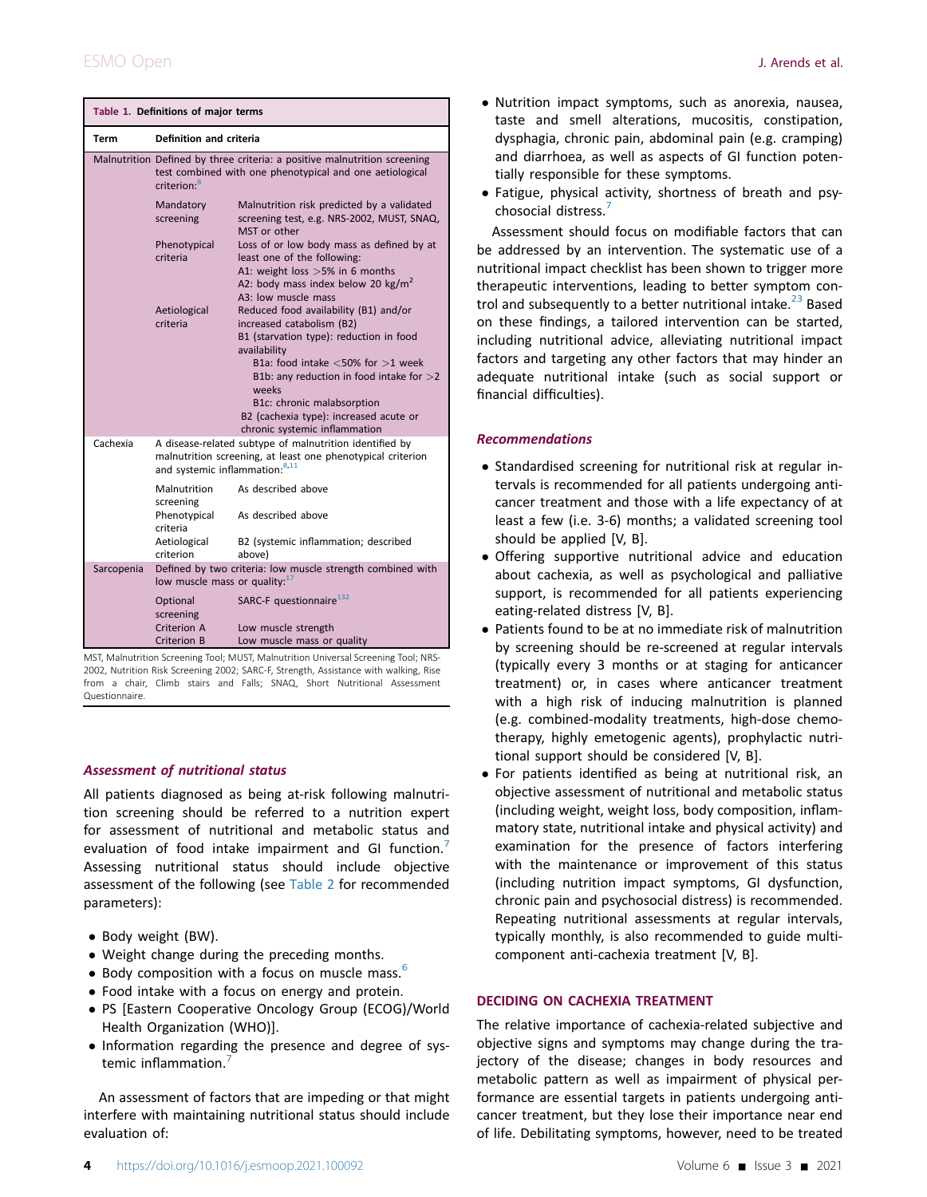**Table 1. Definitions of major terms**

| Term | Definition and criteria | |
|---|---|---|
| Malnutrition | Defined by three criteria: a positive malnutrition screening test combined with one phenotypical and one aetiological criterion:[8] | |
| | Mandatory screening | Malnutrition risk predicted by a validated screening test, e.g. NRS-2002, MUST, SNAQ, MST or other |
| | Phenotypical criteria | Loss of or low body mass as defined by at least one of the following: A1: weight loss >5% in 6 months A2: body mass index below 20 kg/m$^2$ A3: low muscle mass |
| | Aetiological criteria | Reduced food availability (B1) and/or increased catabolism (B2) B1 (starvation type): reduction in food availability B1a: food intake <50% for >1 week B1b: any reduction in food intake for >2 weeks B1c: chronic malabsorption B2 (cachexia type): increased acute or chronic systemic inflammation |
| Cachexia | A disease-related subtype of malnutrition identified by malnutrition screening, at least one phenotypical criterion and systemic inflammation:[8,11] | |
| | Malnutrition screening | As described above |
| | Phenotypical criteria | As described above |
| | Aetiological criterion | B2 (systemic inflammation; described above) |
| Sarcopenia | Defined by two criteria: low muscle strength combined with low muscle mass or quality:[17] | |
| | Optional screening | SARC-F questionnaire[132] |
| | Criterion A | Low muscle strength |
| | Criterion B | Low muscle mass or quality |

MST, Malnutrition Screening Tool; MUST, Malnutrition Universal Screening Tool; NRS-2002, Nutrition Risk Screening 2002; SARC-F, Strength, Assistance with walking, Rise from a chair, Climb stairs and Falls; SNAQ, Short Nutritional Assessment Questionnaire.

### *Assessment of nutritional status*

All patients diagnosed as being at-risk following malnutrition screening should be referred to a nutrition expert for assessment of nutritional and metabolic status and evaluation of food intake impairment and GI function.[7] Assessing nutritional status should include objective assessment of the following (see Table 2 for recommended parameters):

- Body weight (BW).
- Weight change during the preceding months.
- Body composition with a focus on muscle mass.[6]
- Food intake with a focus on energy and protein.
- PS [Eastern Cooperative Oncology Group (ECOG)/World Health Organization (WHO)].
- Information regarding the presence and degree of systemic inflammation.[7]

An assessment of factors that are impeding or that might interfere with maintaining nutritional status should include evaluation of:

- Nutrition impact symptoms, such as anorexia, nausea, taste and smell alterations, mucositis, constipation, dysphagia, chronic pain, abdominal pain (e.g. cramping) and diarrhoea, as well as aspects of GI function potentially responsible for these symptoms.
- Fatigue, physical activity, shortness of breath and psychosocial distress.[7]

Assessment should focus on modifiable factors that can be addressed by an intervention. The systematic use of a nutritional impact checklist has been shown to trigger more therapeutic interventions, leading to better symptom control and subsequently to a better nutritional intake.[23] Based on these findings, a tailored intervention can be started, including nutritional advice, alleviating nutritional impact factors and targeting any other factors that may hinder an adequate nutritional intake (such as social support or financial difficulties).

### *Recommendations*

- Standardised screening for nutritional risk at regular intervals is recommended for all patients undergoing anticancer treatment and those with a life expectancy of at least a few (i.e. 3-6) months; a validated screening tool should be applied [V, B].
- Offering supportive nutritional advice and education about cachexia, as well as psychological and palliative support, is recommended for all patients experiencing eating-related distress [V, B].
- Patients found to be at no immediate risk of malnutrition by screening should be re-screened at regular intervals (typically every 3 months or at staging for anticancer treatment) or, in cases where anticancer treatment with a high risk of inducing malnutrition is planned (e.g. combined-modality treatments, high-dose chemotherapy, highly emetogenic agents), prophylactic nutritional support should be considered [V, B].
- For patients identified as being at nutritional risk, an objective assessment of nutritional and metabolic status (including weight, weight loss, body composition, inflammatory state, nutritional intake and physical activity) and examination for the presence of factors interfering with the maintenance or improvement of this status (including nutrition impact symptoms, GI dysfunction, chronic pain and psychosocial distress) is recommended. Repeating nutritional assessments at regular intervals, typically monthly, is also recommended to guide multicomponent anti-cachexia treatment [V, B].

## DECIDING ON CACHEXIA TREATMENT

The relative importance of cachexia-related subjective and objective signs and symptoms may change during the trajectory of the disease; changes in body resources and metabolic pattern as well as impairment of physical performance are essential targets in patients undergoing anticancer treatment, but they lose their importance near end of life. Debilitating symptoms, however, need to be treated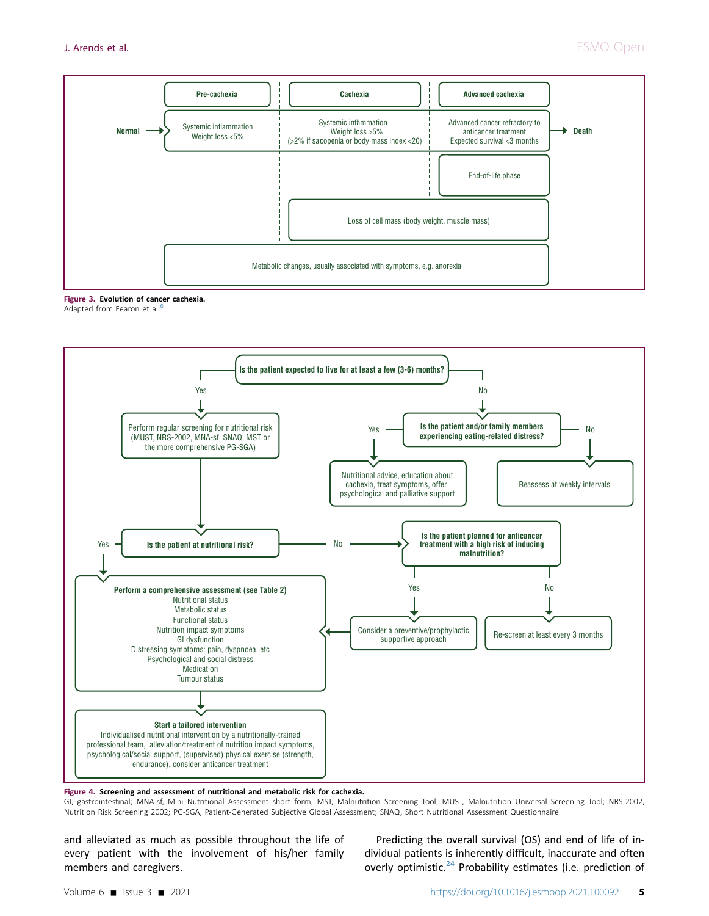**Figure 3. Evolution of cancer cachexia.**
Adapted from Fearon et al.[6]

**Figure 4. Screening and assessment of nutritional and metabolic risk for cachexia.**
GI, gastrointestinal; MNA-sf, Mini Nutritional Assessment short form; MST, Malnutrition Screening Tool; MUST, Malnutrition Universal Screening Tool; NRS-2002, Nutrition Risk Screening 2002; PG-SGA, Patient-Generated Subjective Global Assessment; SNAQ, Short Nutritional Assessment Questionnaire.

and alleviated as much as possible throughout the life of every patient with the involvement of his/her family members and caregivers.

Predicting the overall survival (OS) and end of life of individual patients is inherently difficult, inaccurate and often overly optimistic.[24] Probability estimates (i.e. prediction of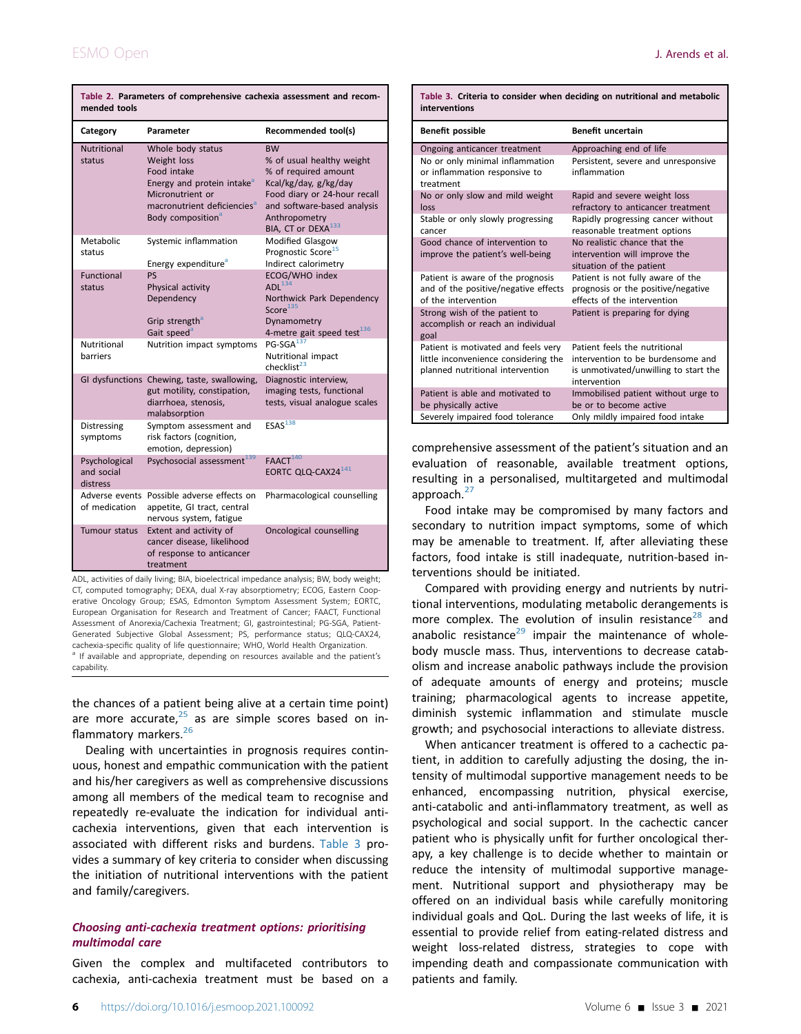**Table 2. Parameters of comprehensive cachexia assessment and recommended tools**

| Category | Parameter | Recommended tool(s) |
|---|---|---|
| Nutritional status | Whole body status<br>Weight loss<br>Food intake<br>Energy and protein intake[a]<br>Micronutrient or macronutrient deficiencies[a]<br>Body composition[a] | BW<br>% of usual healthy weight<br>% of required amount<br>Kcal/kg/day, g/kg/day<br>Food diary or 24-hour recall and software-based analysis<br>Anthropometry<br>BIA, CT or DEXA[133] |
| Metabolic status | Systemic inflammation<br><br>Energy expenditure[a] | Modified Glasgow Prognostic Score[15]<br>Indirect calorimetry |
| Functional status | PS<br>Physical activity<br>Dependency<br><br>Grip strength[a]<br>Gait speed[a] | ECOG/WHO index<br>ADL[134]<br>Northwick Park Dependency Score[135]<br>Dynamometry<br>4-metre gait speed test[136] |
| Nutritional barriers | Nutrition impact symptoms | PG-SGA[137]<br>Nutritional impact checklist[23] |
| GI dysfunctions | Chewing, taste, swallowing, gut motility, constipation, diarrhoea, stenosis, malabsorption | Diagnostic interview, imaging tests, functional tests, visual analogue scales |
| Distressing symptoms | Symptom assessment and risk factors (cognition, emotion, depression) | ESAS[138] |
| Psychological and social distress | Psychosocial assessment[139] | FAACT[140]<br>EORTC QLQ-CAX24[141] |
| Adverse events of medication | Possible adverse effects on appetite, GI tract, central nervous system, fatigue | Pharmacological counselling |
| Tumour status | Extent and activity of cancer disease, likelihood of response to anticancer treatment | Oncological counselling |

ADL, activities of daily living; BIA, bioelectrical impedance analysis; BW, body weight; CT, computed tomography; DEXA, dual X-ray absorptiometry; ECOG, Eastern Cooperative Oncology Group; ESAS, Edmonton Symptom Assessment System; EORTC, European Organisation for Research and Treatment of Cancer; FAACT, Functional Assessment of Anorexia/Cachexia Treatment; GI, gastrointestinal; PG-SGA, Patient-Generated Subjective Global Assessment; PS, performance status; QLQ-CAX24, cachexia-specific quality of life questionnaire; WHO, World Health Organization.
[a] If available and appropriate, depending on resources available and the patient's capability.

the chances of a patient being alive at a certain time point) are more accurate,[25] as are simple scores based on inflammatory markers.[26]

Dealing with uncertainties in prognosis requires continuous, honest and empathic communication with the patient and his/her caregivers as well as comprehensive discussions among all members of the medical team to recognise and repeatedly re-evaluate the indication for individual anti-cachexia interventions, given that each intervention is associated with different risks and burdens. Table 3 provides a summary of key criteria to consider when discussing the initiation of nutritional interventions with the patient and family/caregivers.

### *Choosing anti-cachexia treatment options: prioritising multimodal care*

Given the complex and multifaceted contributors to cachexia, anti-cachexia treatment must be based on a comprehensive assessment of the patient's situation and an evaluation of reasonable, available treatment options, resulting in a personalised, multitargeted and multimodal approach.[27]

Food intake may be compromised by many factors and secondary to nutrition impact symptoms, some of which may be amenable to treatment. If, after alleviating these factors, food intake is still inadequate, nutrition-based interventions should be initiated.

Compared with providing energy and nutrients by nutritional interventions, modulating metabolic derangements is more complex. The evolution of insulin resistance[28] and anabolic resistance[29] impair the maintenance of whole-body muscle mass. Thus, interventions to decrease catabolism and increase anabolic pathways include the provision of adequate amounts of energy and proteins; muscle training; pharmacological agents to increase appetite, diminish systemic inflammation and stimulate muscle growth; and psychosocial interactions to alleviate distress.

When anticancer treatment is offered to a cachectic patient, in addition to carefully adjusting the dosing, the intensity of multimodal supportive management needs to be enhanced, encompassing nutrition, physical exercise, anti-catabolic and anti-inflammatory treatment, as well as psychological and social support. In the cachectic cancer patient who is physically unfit for further oncological therapy, a key challenge is to decide whether to maintain or reduce the intensity of multimodal supportive management. Nutritional support and physiotherapy may be offered on an individual basis while carefully monitoring individual goals and QoL. During the last weeks of life, it is essential to provide relief from eating-related distress and weight loss-related distress, strategies to cope with impending death and compassionate communication with patients and family.

**Table 3. Criteria to consider when deciding on nutritional and metabolic interventions**

| Benefit possible | Benefit uncertain |
|---|---|
| Ongoing anticancer treatment | Approaching end of life |
| No or only minimal inflammation or inflammation responsive to treatment | Persistent, severe and unresponsive inflammation |
| No or only slow and mild weight loss | Rapid and severe weight loss refractory to anticancer treatment |
| Stable or only slowly progressing cancer | Rapidly progressing cancer without reasonable treatment options |
| Good chance of intervention to improve the patient's well-being | No realistic chance that the intervention will improve the situation of the patient |
| Patient is aware of the prognosis and of the positive/negative effects of the intervention | Patient is not fully aware of the prognosis or the positive/negative effects of the intervention |
| Strong wish of the patient to accomplish or reach an individual goal | Patient is preparing for dying |
| Patient is motivated and feels very little inconvenience considering the planned nutritional intervention | Patient feels the nutritional intervention to be burdensome and is unmotivated/unwilling to start the intervention |
| Patient is able and motivated to be physically active | Immobilised patient without urge to be or to become active |
| Severely impaired food tolerance | Only mildly impaired food intake |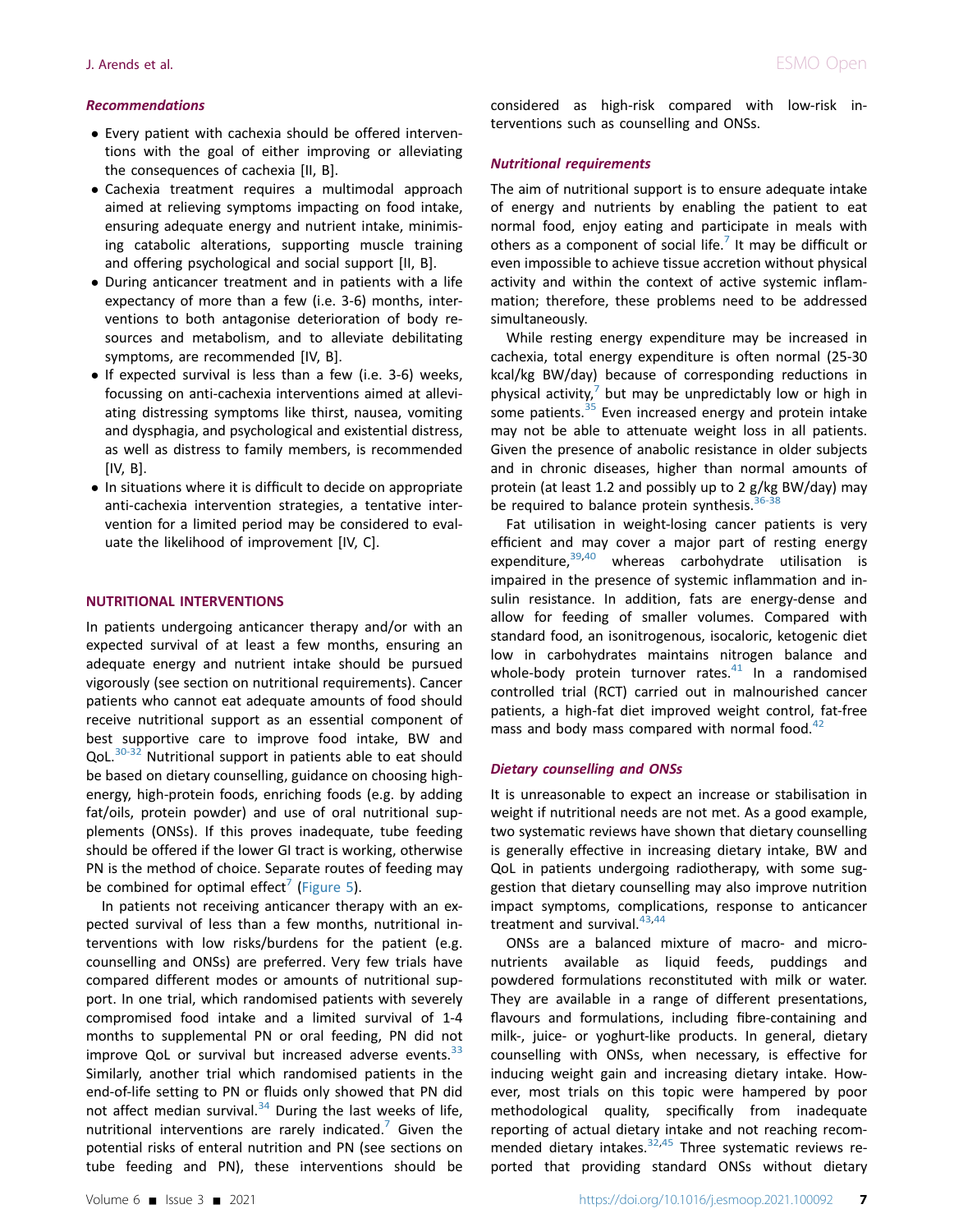### Recommendations

- Every patient with cachexia should be offered interventions with the goal of either improving or alleviating the consequences of cachexia [II, B].
- Cachexia treatment requires a multimodal approach aimed at relieving symptoms impacting on food intake, ensuring adequate energy and nutrient intake, minimising catabolic alterations, supporting muscle training and offering psychological and social support [II, B].
- During anticancer treatment and in patients with a life expectancy of more than a few (i.e. 3-6) months, interventions to both antagonise deterioration of body resources and metabolism, and to alleviate debilitating symptoms, are recommended [IV, B].
- If expected survival is less than a few (i.e. 3-6) weeks, focussing on anti-cachexia interventions aimed at alleviating distressing symptoms like thirst, nausea, vomiting and dysphagia, and psychological and existential distress, as well as distress to family members, is recommended [IV, B].
- In situations where it is difficult to decide on appropriate anti-cachexia intervention strategies, a tentative intervention for a limited period may be considered to evaluate the likelihood of improvement [IV, C].

## NUTRITIONAL INTERVENTIONS

In patients undergoing anticancer therapy and/or with an expected survival of at least a few months, ensuring an adequate energy and nutrient intake should be pursued vigorously (see section on nutritional requirements). Cancer patients who cannot eat adequate amounts of food should receive nutritional support as an essential component of best supportive care to improve food intake, BW and QoL.[30-32] Nutritional support in patients able to eat should be based on dietary counselling, guidance on choosing high-energy, high-protein foods, enriching foods (e.g. by adding fat/oils, protein powder) and use of oral nutritional supplements (ONSs). If this proves inadequate, tube feeding should be offered if the lower GI tract is working, otherwise PN is the method of choice. Separate routes of feeding may be combined for optimal effect[7] (Figure 5).

In patients not receiving anticancer therapy with an expected survival of less than a few months, nutritional interventions with low risks/burdens for the patient (e.g. counselling and ONSs) are preferred. Very few trials have compared different modes or amounts of nutritional support. In one trial, which randomised patients with severely compromised food intake and a limited survival of 1-4 months to supplemental PN or oral feeding, PN did not improve QoL or survival but increased adverse events.[33] Similarly, another trial which randomised patients in the end-of-life setting to PN or fluids only showed that PN did not affect median survival.[34] During the last weeks of life, nutritional interventions are rarely indicated.[7] Given the potential risks of enteral nutrition and PN (see sections on tube feeding and PN), these interventions should be considered as high-risk compared with low-risk interventions such as counselling and ONSs.

### Nutritional requirements

The aim of nutritional support is to ensure adequate intake of energy and nutrients by enabling the patient to eat normal food, enjoy eating and participate in meals with others as a component of social life.[7] It may be difficult or even impossible to achieve tissue accretion without physical activity and within the context of active systemic inflammation; therefore, these problems need to be addressed simultaneously.

While resting energy expenditure may be increased in cachexia, total energy expenditure is often normal (25-30 kcal/kg BW/day) because of corresponding reductions in physical activity,[7] but may be unpredictably low or high in some patients.[35] Even increased energy and protein intake may not be able to attenuate weight loss in all patients. Given the presence of anabolic resistance in older subjects and in chronic diseases, higher than normal amounts of protein (at least 1.2 and possibly up to 2 g/kg BW/day) may be required to balance protein synthesis.[36-38]

Fat utilisation in weight-losing cancer patients is very efficient and may cover a major part of resting energy expenditure,[39,40] whereas carbohydrate utilisation is impaired in the presence of systemic inflammation and insulin resistance. In addition, fats are energy-dense and allow for feeding of smaller volumes. Compared with standard food, an isonitrogenous, isocaloric, ketogenic diet low in carbohydrates maintains nitrogen balance and whole-body protein turnover rates.[41] In a randomised controlled trial (RCT) carried out in malnourished cancer patients, a high-fat diet improved weight control, fat-free mass and body mass compared with normal food.[42]

### Dietary counselling and ONSs

It is unreasonable to expect an increase or stabilisation in weight if nutritional needs are not met. As a good example, two systematic reviews have shown that dietary counselling is generally effective in increasing dietary intake, BW and QoL in patients undergoing radiotherapy, with some suggestion that dietary counselling may also improve nutrition impact symptoms, complications, response to anticancer treatment and survival.[43,44]

ONSs are a balanced mixture of macro- and micronutrients available as liquid feeds, puddings and powdered formulations reconstituted with milk or water. They are available in a range of different presentations, flavours and formulations, including fibre-containing and milk-, juice- or yoghurt-like products. In general, dietary counselling with ONSs, when necessary, is effective for inducing weight gain and increasing dietary intake. However, most trials on this topic were hampered by poor methodological quality, specifically from inadequate reporting of actual dietary intake and not reaching recommended dietary intakes.[32,45] Three systematic reviews reported that providing standard ONSs without dietary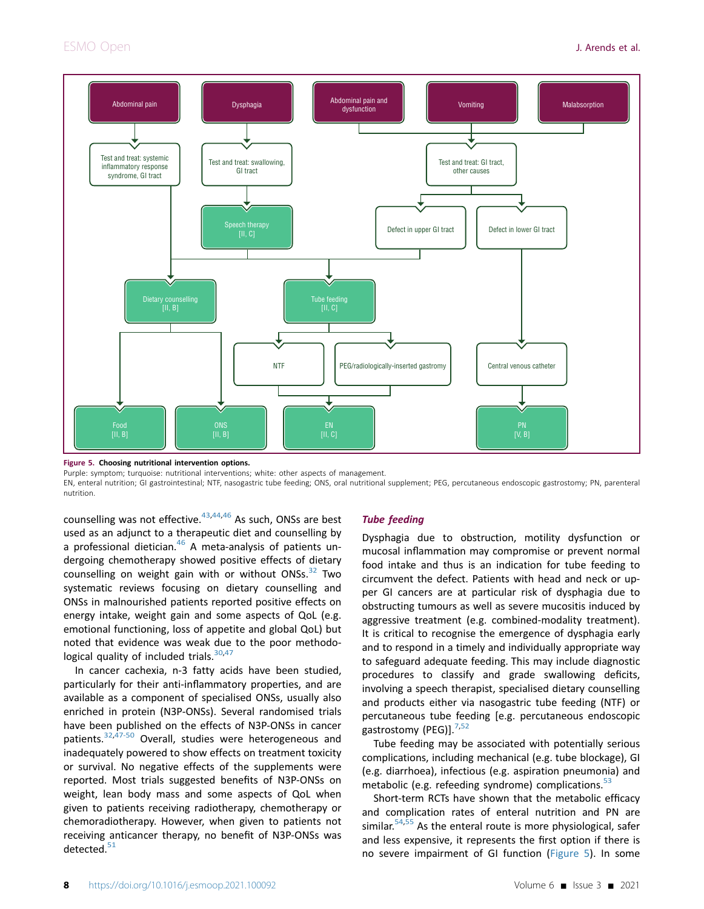Abdominal pain

Dysphagia

Abdominal pain and dysfunction

Vomiting

Malabsorption

Test and treat: systemic inflammatory response syndrome, GI tract

Test and treat: swallowing, GI tract

Test and treat: GI tract, other causes

Speech therapy [II, C]

Defect in upper GI tract

Defect in lower GI tract

Dietary counselling [II, B]

Tube feeding [II, C]

NTF

PEG/radiologically-inserted gastromy

Central venous catheter

Food [II, B]

ONS [II, B]

EN [II, C]

PN [V, B]

**Figure 5. Choosing nutritional intervention options.**

Purple: symptom; turquoise: nutritional interventions; white: other aspects of management.

EN, enteral nutrition; GI gastrointestinal; NTF, nasogastric tube feeding; ONS, oral nutritional supplement; PEG, percutaneous endoscopic gastrostomy; PN, parenteral nutrition.

counselling was not effective.[43,44,46] As such, ONSs are best used as an adjunct to a therapeutic diet and counselling by a professional dietician.[46] A meta-analysis of patients undergoing chemotherapy showed positive effects of dietary counselling on weight gain with or without ONSs.[32] Two systematic reviews focusing on dietary counselling and ONSs in malnourished patients reported positive effects on energy intake, weight gain and some aspects of QoL (e.g. emotional functioning, loss of appetite and global QoL) but noted that evidence was weak due to the poor methodological quality of included trials.[30,47]

In cancer cachexia, n-3 fatty acids have been studied, particularly for their anti-inflammatory properties, and are available as a component of specialised ONSs, usually also enriched in protein (N3P-ONSs). Several randomised trials have been published on the effects of N3P-ONSs in cancer patients.[32,47-50] Overall, studies were heterogeneous and inadequately powered to show effects on treatment toxicity or survival. No negative effects of the supplements were reported. Most trials suggested benefits of N3P-ONSs on weight, lean body mass and some aspects of QoL when given to patients receiving radiotherapy, chemotherapy or chemoradiotherapy. However, when given to patients not receiving anticancer therapy, no benefit of N3P-ONSs was detected.[51]

### *Tube feeding*

Dysphagia due to obstruction, motility dysfunction or mucosal inflammation may compromise or prevent normal food intake and thus is an indication for tube feeding to circumvent the defect. Patients with head and neck or upper GI cancers are at particular risk of dysphagia due to obstructing tumours as well as severe mucositis induced by aggressive treatment (e.g. combined-modality treatment). It is critical to recognise the emergence of dysphagia early and to respond in a timely and individually appropriate way to safeguard adequate feeding. This may include diagnostic procedures to classify and grade swallowing deficits, involving a speech therapist, specialised dietary counselling and products either via nasogastric tube feeding (NTF) or percutaneous tube feeding [e.g. percutaneous endoscopic gastrostomy (PEG)].[7,52]

Tube feeding may be associated with potentially serious complications, including mechanical (e.g. tube blockage), GI (e.g. diarrhoea), infectious (e.g. aspiration pneumonia) and metabolic (e.g. refeeding syndrome) complications.[53]

Short-term RCTs have shown that the metabolic efficacy and complication rates of enteral nutrition and PN are similar.[54,55] As the enteral route is more physiological, safer and less expensive, it represents the first option if there is no severe impairment of GI function (Figure 5). In some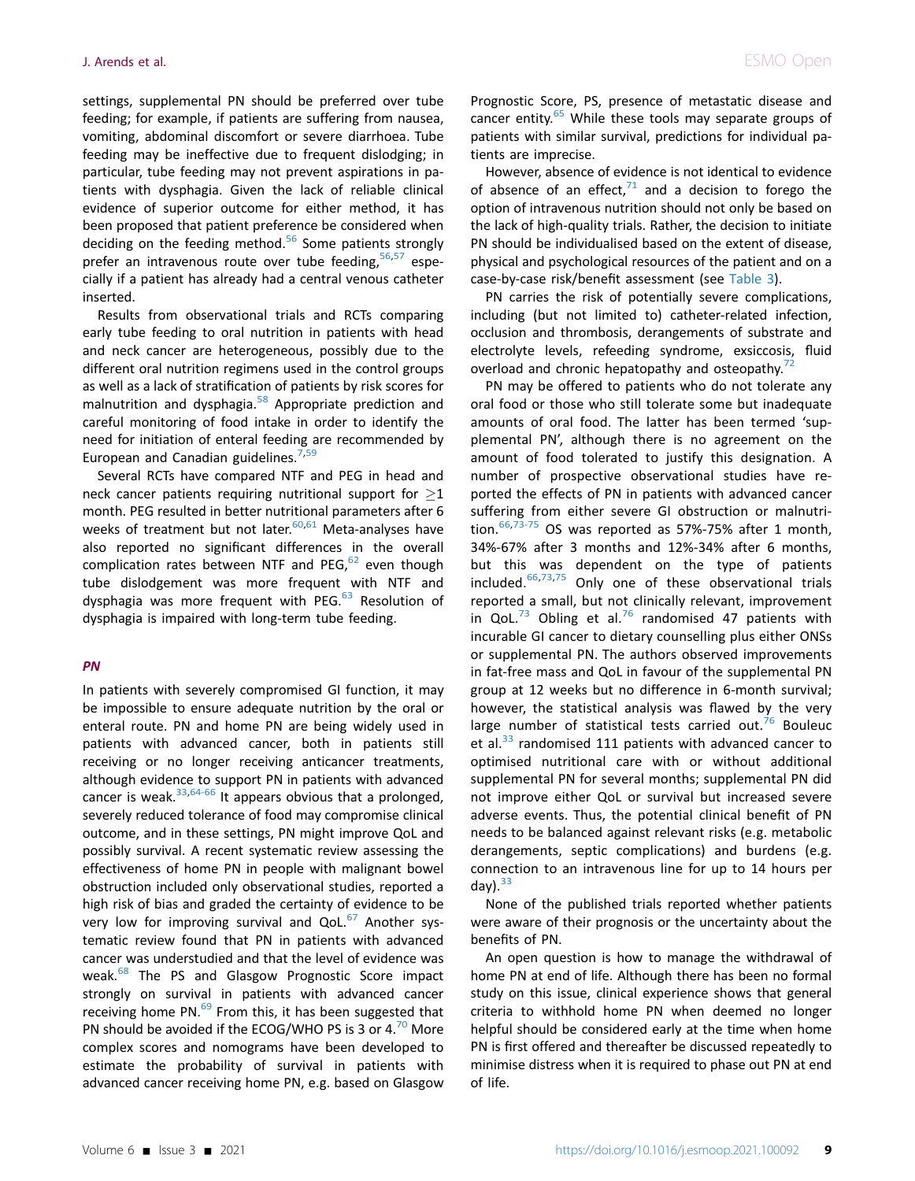settings, supplemental PN should be preferred over tube feeding; for example, if patients are suffering from nausea, vomiting, abdominal discomfort or severe diarrhoea. Tube feeding may be ineffective due to frequent dislodging; in particular, tube feeding may not prevent aspirations in patients with dysphagia. Given the lack of reliable clinical evidence of superior outcome for either method, it has been proposed that patient preference be considered when deciding on the feeding method.[56] Some patients strongly prefer an intravenous route over tube feeding,[56,57] especially if a patient has already had a central venous catheter inserted.

Results from observational trials and RCTs comparing early tube feeding to oral nutrition in patients with head and neck cancer are heterogeneous, possibly due to the different oral nutrition regimens used in the control groups as well as a lack of stratification of patients by risk scores for malnutrition and dysphagia.[58] Appropriate prediction and careful monitoring of food intake in order to identify the need for initiation of enteral feeding are recommended by European and Canadian guidelines.[7,59]

Several RCTs have compared NTF and PEG in head and neck cancer patients requiring nutritional support for $\geq$1 month. PEG resulted in better nutritional parameters after 6 weeks of treatment but not later.[60,61] Meta-analyses have also reported no significant differences in the overall complication rates between NTF and PEG,[62] even though tube dislodgement was more frequent with NTF and dysphagia was more frequent with PEG.[63] Resolution of dysphagia is impaired with long-term tube feeding.

### *PN*

In patients with severely compromised GI function, it may be impossible to ensure adequate nutrition by the oral or enteral route. PN and home PN are being widely used in patients with advanced cancer, both in patients still receiving or no longer receiving anticancer treatments, although evidence to support PN in patients with advanced cancer is weak.[33,64-66] It appears obvious that a prolonged, severely reduced tolerance of food may compromise clinical outcome, and in these settings, PN might improve QoL and possibly survival. A recent systematic review assessing the effectiveness of home PN in people with malignant bowel obstruction included only observational studies, reported a high risk of bias and graded the certainty of evidence to be very low for improving survival and QoL.[67] Another systematic review found that PN in patients with advanced cancer was understudied and that the level of evidence was weak.[68] The PS and Glasgow Prognostic Score impact strongly on survival in patients with advanced cancer receiving home PN.[69] From this, it has been suggested that PN should be avoided if the ECOG/WHO PS is 3 or 4.[70] More complex scores and nomograms have been developed to estimate the probability of survival in patients with advanced cancer receiving home PN, e.g. based on Glasgow Prognostic Score, PS, presence of metastatic disease and cancer entity.[65] While these tools may separate groups of patients with similar survival, predictions for individual patients are imprecise.

However, absence of evidence is not identical to evidence of absence of an effect,[71] and a decision to forego the option of intravenous nutrition should not only be based on the lack of high-quality trials. Rather, the decision to initiate PN should be individualised based on the extent of disease, physical and psychological resources of the patient and on a case-by-case risk/benefit assessment (see Table 3).

PN carries the risk of potentially severe complications, including (but not limited to) catheter-related infection, occlusion and thrombosis, derangements of substrate and electrolyte levels, refeeding syndrome, exsiccosis, fluid overload and chronic hepatopathy and osteopathy.[72]

PN may be offered to patients who do not tolerate any oral food or those who still tolerate some but inadequate amounts of oral food. The latter has been termed 'supplemental PN', although there is no agreement on the amount of food tolerated to justify this designation. A number of prospective observational studies have reported the effects of PN in patients with advanced cancer suffering from either severe GI obstruction or malnutrition.[66,73-75] OS was reported as 57%-75% after 1 month, 34%-67% after 3 months and 12%-34% after 6 months, but this was dependent on the type of patients included.[66,73,75] Only one of these observational trials reported a small, but not clinically relevant, improvement in QoL.[73] Obling et al.[76] randomised 47 patients with incurable GI cancer to dietary counselling plus either ONSs or supplemental PN. The authors observed improvements in fat-free mass and QoL in favour of the supplemental PN group at 12 weeks but no difference in 6-month survival; however, the statistical analysis was flawed by the very large number of statistical tests carried out.[76] Bouleuc et al.[33] randomised 111 patients with advanced cancer to optimised nutritional care with or without additional supplemental PN for several months; supplemental PN did not improve either QoL or survival but increased severe adverse events. Thus, the potential clinical benefit of PN needs to be balanced against relevant risks (e.g. metabolic derangements, septic complications) and burdens (e.g. connection to an intravenous line for up to 14 hours per day).[33]

None of the published trials reported whether patients were aware of their prognosis or the uncertainty about the benefits of PN.

An open question is how to manage the withdrawal of home PN at end of life. Although there has been no formal study on this issue, clinical experience shows that general criteria to withhold home PN when deemed no longer helpful should be considered early at the time when home PN is first offered and thereafter be discussed repeatedly to minimise distress when it is required to phase out PN at end of life.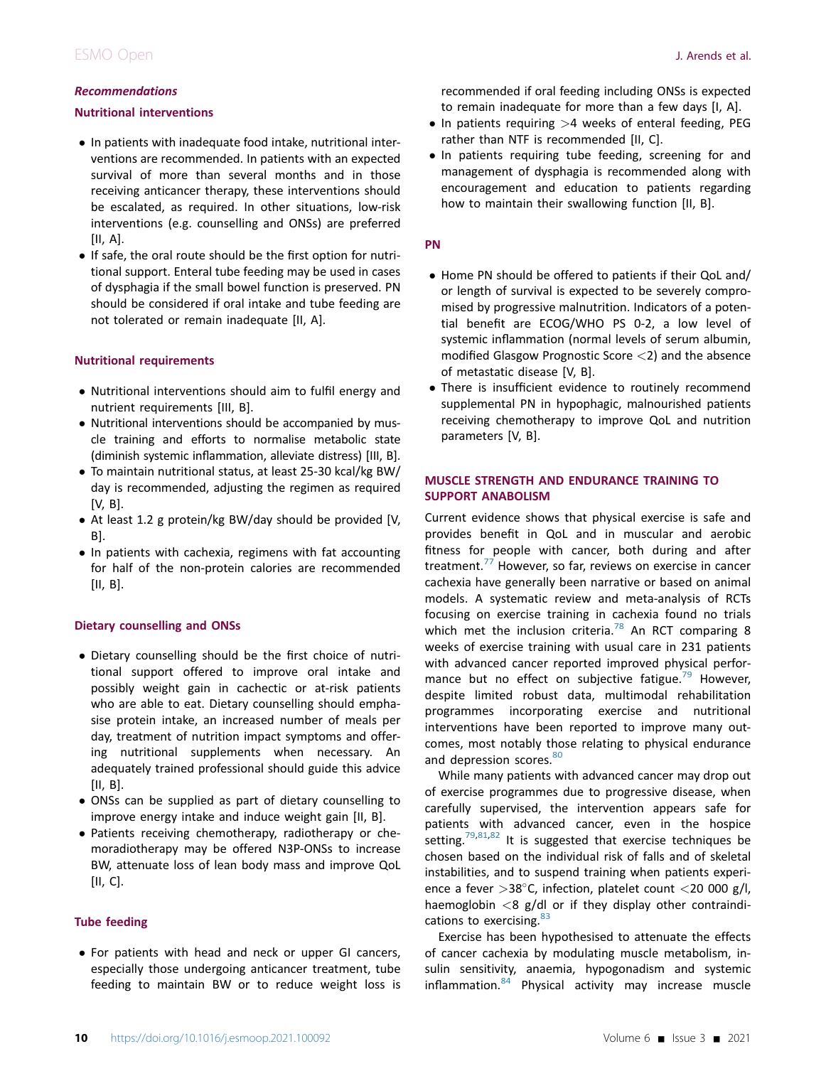### *Recommendations*

#### Nutritional interventions

- In patients with inadequate food intake, nutritional interventions are recommended. In patients with an expected survival of more than several months and in those receiving anticancer therapy, these interventions should be escalated, as required. In other situations, low-risk interventions (e.g. counselling and ONSs) are preferred [II, A].
- If safe, the oral route should be the first option for nutritional support. Enteral tube feeding may be used in cases of dysphagia if the small bowel function is preserved. PN should be considered if oral intake and tube feeding are not tolerated or remain inadequate [II, A].

#### Nutritional requirements

- Nutritional interventions should aim to fulfil energy and nutrient requirements [III, B].
- Nutritional interventions should be accompanied by muscle training and efforts to normalise metabolic state (diminish systemic inflammation, alleviate distress) [III, B].
- To maintain nutritional status, at least 25-30 kcal/kg BW/day is recommended, adjusting the regimen as required [V, B].
- At least 1.2 g protein/kg BW/day should be provided [V, B].
- In patients with cachexia, regimens with fat accounting for half of the non-protein calories are recommended [II, B].

#### Dietary counselling and ONSs

- Dietary counselling should be the first choice of nutritional support offered to improve oral intake and possibly weight gain in cachectic or at-risk patients who are able to eat. Dietary counselling should emphasise protein intake, an increased number of meals per day, treatment of nutrition impact symptoms and offering nutritional supplements when necessary. An adequately trained professional should guide this advice [II, B].
- ONSs can be supplied as part of dietary counselling to improve energy intake and induce weight gain [II, B].
- Patients receiving chemotherapy, radiotherapy or chemoradiotherapy may be offered N3P-ONSs to increase BW, attenuate loss of lean body mass and improve QoL [II, C].

#### Tube feeding

- For patients with head and neck or upper GI cancers, especially those undergoing anticancer treatment, tube feeding to maintain BW or to reduce weight loss is recommended if oral feeding including ONSs is expected to remain inadequate for more than a few days [I, A].
- In patients requiring >4 weeks of enteral feeding, PEG rather than NTF is recommended [II, C].
- In patients requiring tube feeding, screening for and management of dysphagia is recommended along with encouragement and education to patients regarding how to maintain their swallowing function [II, B].

#### PN

- Home PN should be offered to patients if their QoL and/or length of survival is expected to be severely compromised by progressive malnutrition. Indicators of a potential benefit are ECOG/WHO PS 0-2, a low level of systemic inflammation (normal levels of serum albumin, modified Glasgow Prognostic Score <2) and the absence of metastatic disease [V, B].
- There is insufficient evidence to routinely recommend supplemental PN in hypophagic, malnourished patients receiving chemotherapy to improve QoL and nutrition parameters [V, B].

## MUSCLE STRENGTH AND ENDURANCE TRAINING TO SUPPORT ANABOLISM

Current evidence shows that physical exercise is safe and provides benefit in QoL and in muscular and aerobic fitness for people with cancer, both during and after treatment.[77] However, so far, reviews on exercise in cancer cachexia have generally been narrative or based on animal models. A systematic review and meta-analysis of RCTs focusing on exercise training in cachexia found no trials which met the inclusion criteria.[78] An RCT comparing 8 weeks of exercise training with usual care in 231 patients with advanced cancer reported improved physical performance but no effect on subjective fatigue.[79] However, despite limited robust data, multimodal rehabilitation programmes incorporating exercise and nutritional interventions have been reported to improve many outcomes, most notably those relating to physical endurance and depression scores.[80]

While many patients with advanced cancer may drop out of exercise programmes due to progressive disease, when carefully supervised, the intervention appears safe for patients with advanced cancer, even in the hospice setting.[79,81,82] It is suggested that exercise techniques be chosen based on the individual risk of falls and of skeletal instabilities, and to suspend training when patients experience a fever >38°C, infection, platelet count <20 000 g/l, haemoglobin <8 g/dl or if they display other contraindications to exercising.[83]

Exercise has been hypothesised to attenuate the effects of cancer cachexia by modulating muscle metabolism, insulin sensitivity, anaemia, hypogonadism and systemic inflammation.[84] Physical activity may increase muscle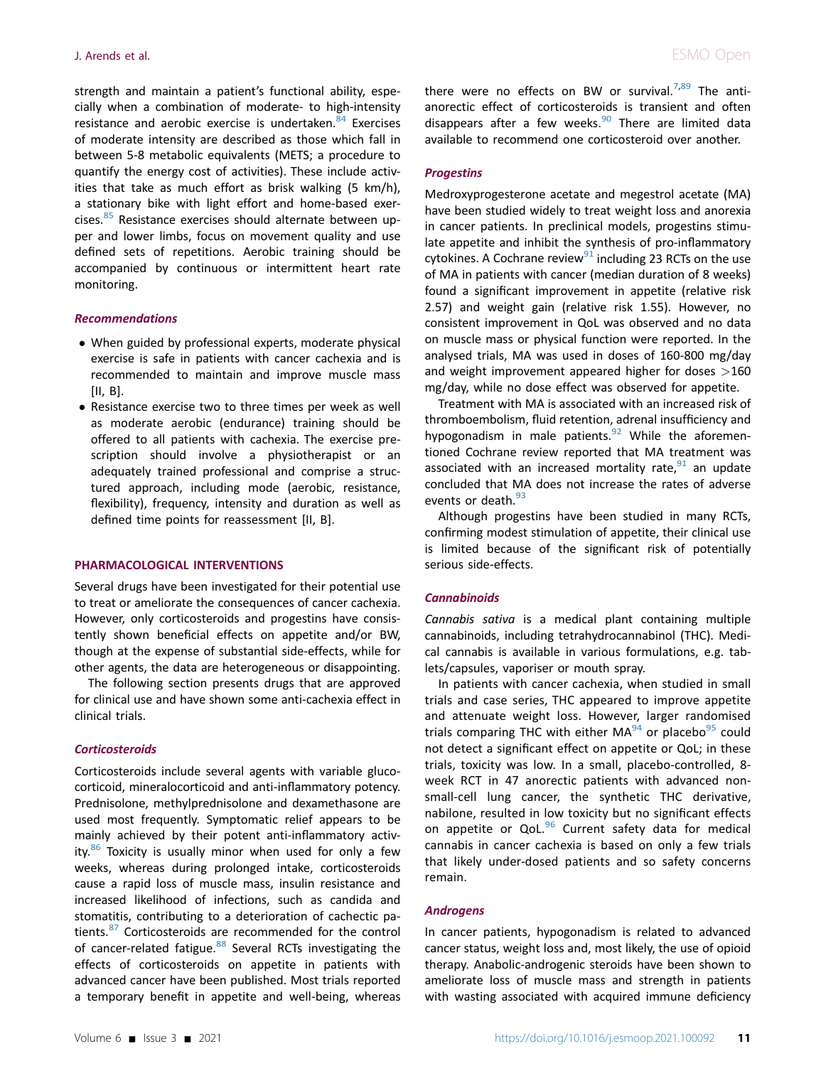strength and maintain a patient's functional ability, especially when a combination of moderate- to high-intensity resistance and aerobic exercise is undertaken.[84] Exercises of moderate intensity are described as those which fall in between 5-8 metabolic equivalents (METS; a procedure to quantify the energy cost of activities). These include activities that take as much effort as brisk walking (5 km/h), a stationary bike with light effort and home-based exercises.[85] Resistance exercises should alternate between upper and lower limbs, focus on movement quality and use defined sets of repetitions. Aerobic training should be accompanied by continuous or intermittent heart rate monitoring.

### *Recommendations*

- When guided by professional experts, moderate physical exercise is safe in patients with cancer cachexia and is recommended to maintain and improve muscle mass [II, B].
- Resistance exercise two to three times per week as well as moderate aerobic (endurance) training should be offered to all patients with cachexia. The exercise prescription should involve a physiotherapist or an adequately trained professional and comprise a structured approach, including mode (aerobic, resistance, flexibility), frequency, intensity and duration as well as defined time points for reassessment [II, B].

## PHARMACOLOGICAL INTERVENTIONS

Several drugs have been investigated for their potential use to treat or ameliorate the consequences of cancer cachexia. However, only corticosteroids and progestins have consistently shown beneficial effects on appetite and/or BW, though at the expense of substantial side-effects, while for other agents, the data are heterogeneous or disappointing.

The following section presents drugs that are approved for clinical use and have shown some anti-cachexia effect in clinical trials.

### *Corticosteroids*

Corticosteroids include several agents with variable glucocorticoid, mineralocorticoid and anti-inflammatory potency. Prednisolone, methylprednisolone and dexamethasone are used most frequently. Symptomatic relief appears to be mainly achieved by their potent anti-inflammatory activity.[86] Toxicity is usually minor when used for only a few weeks, whereas during prolonged intake, corticosteroids cause a rapid loss of muscle mass, insulin resistance and increased likelihood of infections, such as candida and stomatitis, contributing to a deterioration of cachectic patients.[87] Corticosteroids are recommended for the control of cancer-related fatigue.[88] Several RCTs investigating the effects of corticosteroids on appetite in patients with advanced cancer have been published. Most trials reported a temporary benefit in appetite and well-being, whereas there were no effects on BW or survival.[7,89] The anti-anorectic effect of corticosteroids is transient and often disappears after a few weeks.[90] There are limited data available to recommend one corticosteroid over another.

### *Progestins*

Medroxyprogesterone acetate and megestrol acetate (MA) have been studied widely to treat weight loss and anorexia in cancer patients. In preclinical models, progestins stimulate appetite and inhibit the synthesis of pro-inflammatory cytokines. A Cochrane review[91] including 23 RCTs on the use of MA in patients with cancer (median duration of 8 weeks) found a significant improvement in appetite (relative risk 2.57) and weight gain (relative risk 1.55). However, no consistent improvement in QoL was observed and no data on muscle mass or physical function were reported. In the analysed trials, MA was used in doses of 160-800 mg/day and weight improvement appeared higher for doses >160 mg/day, while no dose effect was observed for appetite.

Treatment with MA is associated with an increased risk of thromboembolism, fluid retention, adrenal insufficiency and hypogonadism in male patients.[92] While the aforementioned Cochrane review reported that MA treatment was associated with an increased mortality rate,[91] an update concluded that MA does not increase the rates of adverse events or death.[93]

Although progestins have been studied in many RCTs, confirming modest stimulation of appetite, their clinical use is limited because of the significant risk of potentially serious side-effects.

### *Cannabinoids*

*Cannabis sativa* is a medical plant containing multiple cannabinoids, including tetrahydrocannabinol (THC). Medical cannabis is available in various formulations, e.g. tablets/capsules, vaporiser or mouth spray.

In patients with cancer cachexia, when studied in small trials and case series, THC appeared to improve appetite and attenuate weight loss. However, larger randomised trials comparing THC with either MA[94] or placebo[95] could not detect a significant effect on appetite or QoL; in these trials, toxicity was low. In a small, placebo-controlled, 8-week RCT in 47 anorectic patients with advanced non-small-cell lung cancer, the synthetic THC derivative, nabilone, resulted in low toxicity but no significant effects on appetite or QoL.[96] Current safety data for medical cannabis in cancer cachexia is based on only a few trials that likely under-dosed patients and so safety concerns remain.

### *Androgens*

In cancer patients, hypogonadism is related to advanced cancer status, weight loss and, most likely, the use of opioid therapy. Anabolic-androgenic steroids have been shown to ameliorate loss of muscle mass and strength in patients with wasting associated with acquired immune deficiency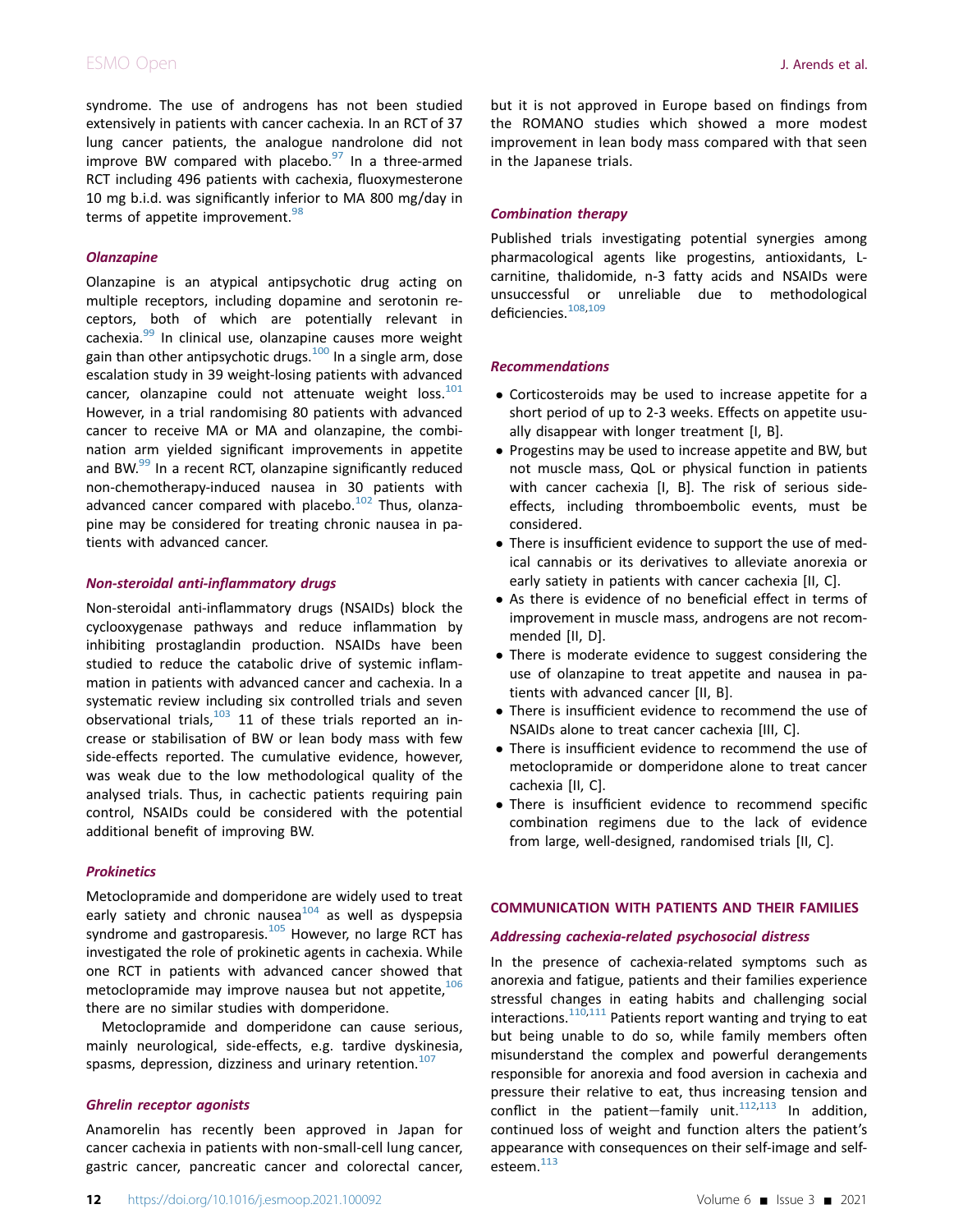syndrome. The use of androgens has not been studied extensively in patients with cancer cachexia. In an RCT of 37 lung cancer patients, the analogue nandrolone did not improve BW compared with placebo.[97] In a three-armed RCT including 496 patients with cachexia, fluoxymesterone 10 mg b.i.d. was significantly inferior to MA 800 mg/day in terms of appetite improvement.[98]

### Olanzapine

Olanzapine is an atypical antipsychotic drug acting on multiple receptors, including dopamine and serotonin receptors, both of which are potentially relevant in cachexia.[99] In clinical use, olanzapine causes more weight gain than other antipsychotic drugs.[100] In a single arm, dose escalation study in 39 weight-losing patients with advanced cancer, olanzapine could not attenuate weight loss.[101] However, in a trial randomising 80 patients with advanced cancer to receive MA or MA and olanzapine, the combination arm yielded significant improvements in appetite and BW.[99] In a recent RCT, olanzapine significantly reduced non-chemotherapy-induced nausea in 30 patients with advanced cancer compared with placebo.[102] Thus, olanzapine may be considered for treating chronic nausea in patients with advanced cancer.

### Non-steroidal anti-inflammatory drugs

Non-steroidal anti-inflammatory drugs (NSAIDs) block the cyclooxygenase pathways and reduce inflammation by inhibiting prostaglandin production. NSAIDs have been studied to reduce the catabolic drive of systemic inflammation in patients with advanced cancer and cachexia. In a systematic review including six controlled trials and seven observational trials,[103] 11 of these trials reported an increase or stabilisation of BW or lean body mass with few side-effects reported. The cumulative evidence, however, was weak due to the low methodological quality of the analysed trials. Thus, in cachectic patients requiring pain control, NSAIDs could be considered with the potential additional benefit of improving BW.

### Prokinetics

Metoclopramide and domperidone are widely used to treat early satiety and chronic nausea[104] as well as dyspepsia syndrome and gastroparesis.[105] However, no large RCT has investigated the role of prokinetic agents in cachexia. While one RCT in patients with advanced cancer showed that metoclopramide may improve nausea but not appetite,[106] there are no similar studies with domperidone.

Metoclopramide and domperidone can cause serious, mainly neurological, side-effects, e.g. tardive dyskinesia, spasms, depression, dizziness and urinary retention.[107]

### Ghrelin receptor agonists

Anamorelin has recently been approved in Japan for cancer cachexia in patients with non-small-cell lung cancer, gastric cancer, pancreatic cancer and colorectal cancer, but it is not approved in Europe based on findings from the ROMANO studies which showed a more modest improvement in lean body mass compared with that seen in the Japanese trials.

### Combination therapy

Published trials investigating potential synergies among pharmacological agents like progestins, antioxidants, L-carnitine, thalidomide, n-3 fatty acids and NSAIDs were unsuccessful or unreliable due to methodological deficiencies.[108,109]

### Recommendations

- Corticosteroids may be used to increase appetite for a short period of up to 2-3 weeks. Effects on appetite usually disappear with longer treatment [I, B].
- Progestins may be used to increase appetite and BW, but not muscle mass, QoL or physical function in patients with cancer cachexia [I, B]. The risk of serious side-effects, including thromboembolic events, must be considered.
- There is insufficient evidence to support the use of medical cannabis or its derivatives to alleviate anorexia or early satiety in patients with cancer cachexia [II, C].
- As there is evidence of no beneficial effect in terms of improvement in muscle mass, androgens are not recommended [II, D].
- There is moderate evidence to suggest considering the use of olanzapine to treat appetite and nausea in patients with advanced cancer [II, B].
- There is insufficient evidence to recommend the use of NSAIDs alone to treat cancer cachexia [III, C].
- There is insufficient evidence to recommend the use of metoclopramide or domperidone alone to treat cancer cachexia [II, C].
- There is insufficient evidence to recommend specific combination regimens due to the lack of evidence from large, well-designed, randomised trials [II, C].

## COMMUNICATION WITH PATIENTS AND THEIR FAMILIES

### Addressing cachexia-related psychosocial distress

In the presence of cachexia-related symptoms such as anorexia and fatigue, patients and their families experience stressful changes in eating habits and challenging social interactions.[110,111] Patients report wanting and trying to eat but being unable to do so, while family members often misunderstand the complex and powerful derangements responsible for anorexia and food aversion in cachexia and pressure their relative to eat, thus increasing tension and conflict in the patient—family unit.[112,113] In addition, continued loss of weight and function alters the patient's appearance with consequences on their self-image and self-esteem.[113]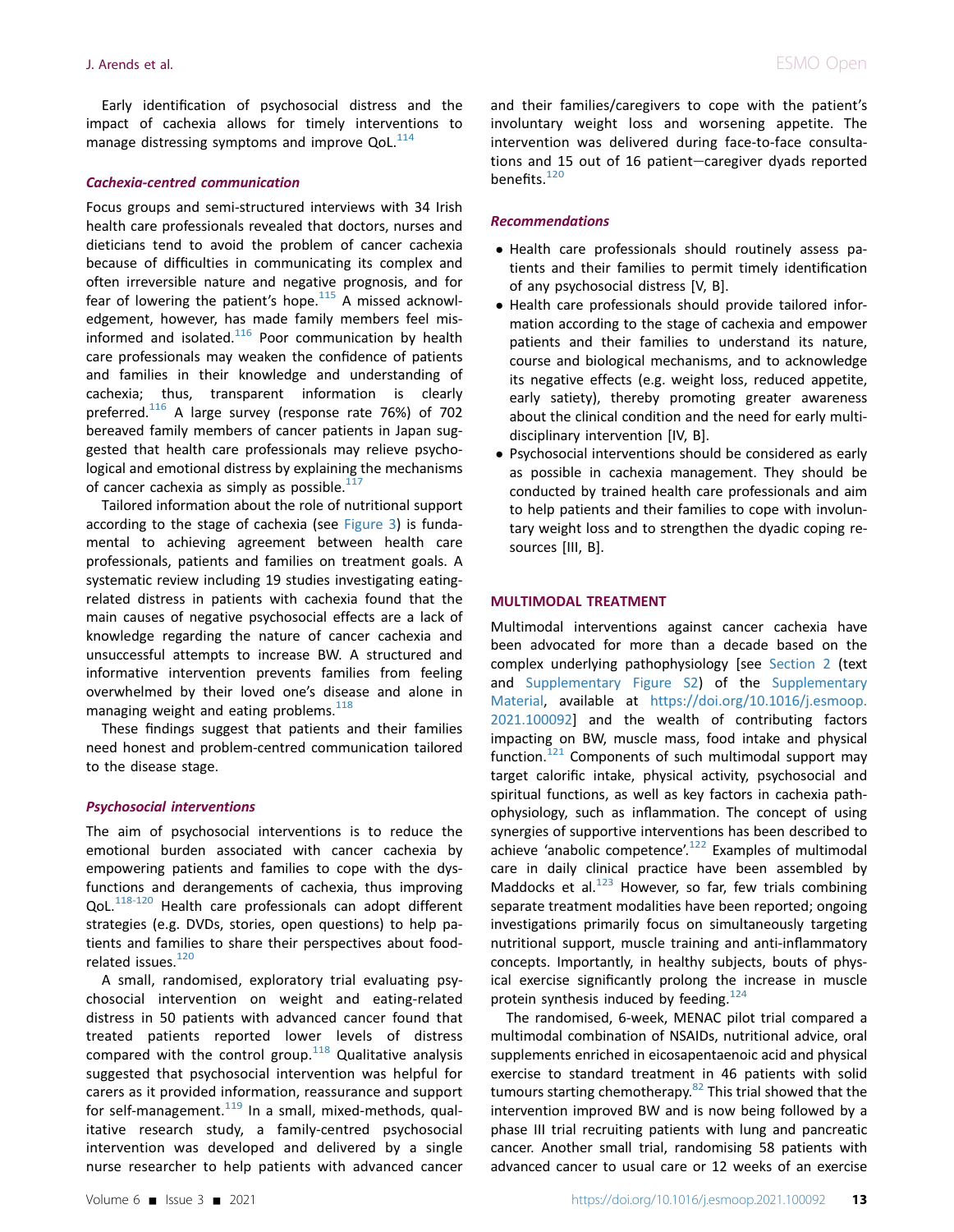Early identification of psychosocial distress and the impact of cachexia allows for timely interventions to manage distressing symptoms and improve QoL.[114]

### *Cachexia-centred communication*

Focus groups and semi-structured interviews with 34 Irish health care professionals revealed that doctors, nurses and dieticians tend to avoid the problem of cancer cachexia because of difficulties in communicating its complex and often irreversible nature and negative prognosis, and for fear of lowering the patient's hope.[115] A missed acknowledgement, however, has made family members feel misinformed and isolated.[116] Poor communication by health care professionals may weaken the confidence of patients and families in their knowledge and understanding of cachexia; thus, transparent information is clearly preferred.[116] A large survey (response rate 76%) of 702 bereaved family members of cancer patients in Japan suggested that health care professionals may relieve psychological and emotional distress by explaining the mechanisms of cancer cachexia as simply as possible.[117]

Tailored information about the role of nutritional support according to the stage of cachexia (see Figure 3) is fundamental to achieving agreement between health care professionals, patients and families on treatment goals. A systematic review including 19 studies investigating eating-related distress in patients with cachexia found that the main causes of negative psychosocial effects are a lack of knowledge regarding the nature of cancer cachexia and unsuccessful attempts to increase BW. A structured and informative intervention prevents families from feeling overwhelmed by their loved one's disease and alone in managing weight and eating problems.[118]

These findings suggest that patients and their families need honest and problem-centred communication tailored to the disease stage.

### *Psychosocial interventions*

The aim of psychosocial interventions is to reduce the emotional burden associated with cancer cachexia by empowering patients and families to cope with the dysfunctions and derangements of cachexia, thus improving QoL.[118-120] Health care professionals can adopt different strategies (e.g. DVDs, stories, open questions) to help patients and families to share their perspectives about food-related issues.[120]

A small, randomised, exploratory trial evaluating psychosocial intervention on weight and eating-related distress in 50 patients with advanced cancer found that treated patients reported lower levels of distress compared with the control group.[118] Qualitative analysis suggested that psychosocial intervention was helpful for carers as it provided information, reassurance and support for self-management.[119] In a small, mixed-methods, qualitative research study, a family-centred psychosocial intervention was developed and delivered by a single nurse researcher to help patients with advanced cancer and their families/caregivers to cope with the patient's involuntary weight loss and worsening appetite. The intervention was delivered during face-to-face consultations and 15 out of 16 patient–caregiver dyads reported benefits.[120]

### *Recommendations*

- Health care professionals should routinely assess patients and their families to permit timely identification of any psychosocial distress [V, B].
- Health care professionals should provide tailored information according to the stage of cachexia and empower patients and their families to understand its nature, course and biological mechanisms, and to acknowledge its negative effects (e.g. weight loss, reduced appetite, early satiety), thereby promoting greater awareness about the clinical condition and the need for early multidisciplinary intervention [IV, B].
- Psychosocial interventions should be considered as early as possible in cachexia management. They should be conducted by trained health care professionals and aim to help patients and their families to cope with involuntary weight loss and to strengthen the dyadic coping resources [III, B].

## MULTIMODAL TREATMENT

Multimodal interventions against cancer cachexia have been advocated for more than a decade based on the complex underlying pathophysiology [see Section 2 (text and Supplementary Figure S2) of the Supplementary Material, available at https://doi.org/10.1016/j.esmoop.2021.100092] and the wealth of contributing factors impacting on BW, muscle mass, food intake and physical function.[121] Components of such multimodal support may target calorific intake, physical activity, psychosocial and spiritual functions, as well as key factors in cachexia pathophysiology, such as inflammation. The concept of using synergies of supportive interventions has been described to achieve 'anabolic competence'.[122] Examples of multimodal care in daily clinical practice have been assembled by Maddocks et al.[123] However, so far, few trials combining separate treatment modalities have been reported; ongoing investigations primarily focus on simultaneously targeting nutritional support, muscle training and anti-inflammatory concepts. Importantly, in healthy subjects, bouts of physical exercise significantly prolong the increase in muscle protein synthesis induced by feeding.[124]

The randomised, 6-week, MENAC pilot trial compared a multimodal combination of NSAIDs, nutritional advice, oral supplements enriched in eicosapentaenoic acid and physical exercise to standard treatment in 46 patients with solid tumours starting chemotherapy.[82] This trial showed that the intervention improved BW and is now being followed by a phase III trial recruiting patients with lung and pancreatic cancer. Another small trial, randomising 58 patients with advanced cancer to usual care or 12 weeks of an exercise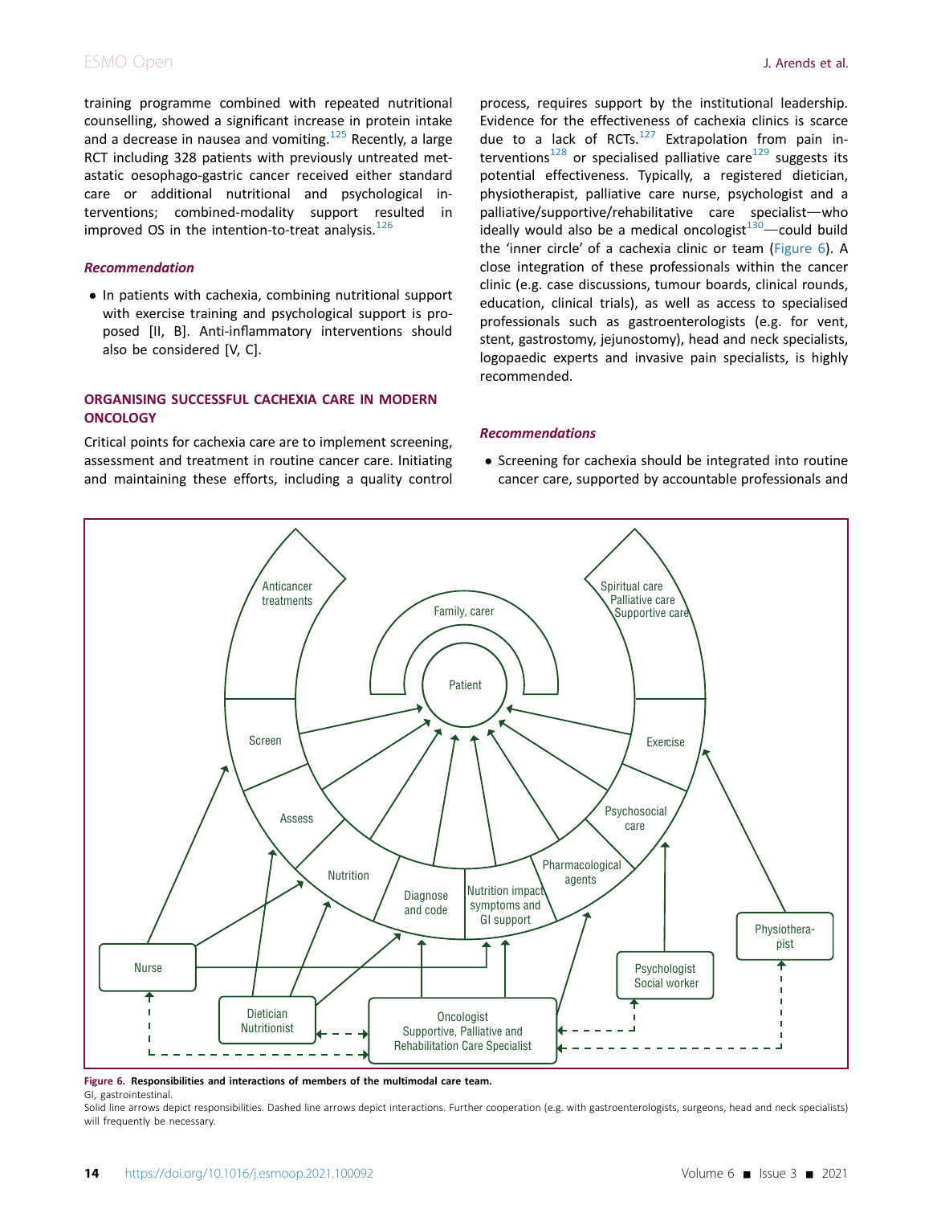training programme combined with repeated nutritional counselling, showed a significant increase in protein intake and a decrease in nausea and vomiting.[125] Recently, a large RCT including 328 patients with previously untreated metastatic oesophago-gastric cancer received either standard care or additional nutritional and psychological interventions; combined-modality support resulted in improved OS in the intention-to-treat analysis.[126]

### *Recommendation*

- In patients with cachexia, combining nutritional support with exercise training and psychological support is proposed [II, B]. Anti-inflammatory interventions should also be considered [V, C].

## ORGANISING SUCCESSFUL CACHEXIA CARE IN MODERN ONCOLOGY

Critical points for cachexia care are to implement screening, assessment and treatment in routine cancer care. Initiating and maintaining these efforts, including a quality control process, requires support by the institutional leadership. Evidence for the effectiveness of cachexia clinics is scarce due to a lack of RCTs.[127] Extrapolation from pain interventions[128] or specialised palliative care[129] suggests its potential effectiveness. Typically, a registered dietician, physiotherapist, palliative care nurse, psychologist and a palliative/supportive/rehabilitative care specialist—who ideally would also be a medical oncologist[130]—could build the 'inner circle' of a cachexia clinic or team (Figure 6). A close integration of these professionals within the cancer clinic (e.g. case discussions, tumour boards, clinical rounds, education, clinical trials), as well as access to specialised professionals such as gastroenterologists (e.g. for vent, stent, gastrostomy, jejunostomy), head and neck specialists, logopaedic experts and invasive pain specialists, is highly recommended.

### *Recommendations*

- Screening for cachexia should be integrated into routine cancer care, supported by accountable professionals and

**Figure 6. Responsibilities and interactions of members of the multimodal care team.**

GI, gastrointestinal.

Solid line arrows depict responsibilities. Dashed line arrows depict interactions. Further cooperation (e.g. with gastroenterologists, surgeons, head and neck specialists) will frequently be necessary.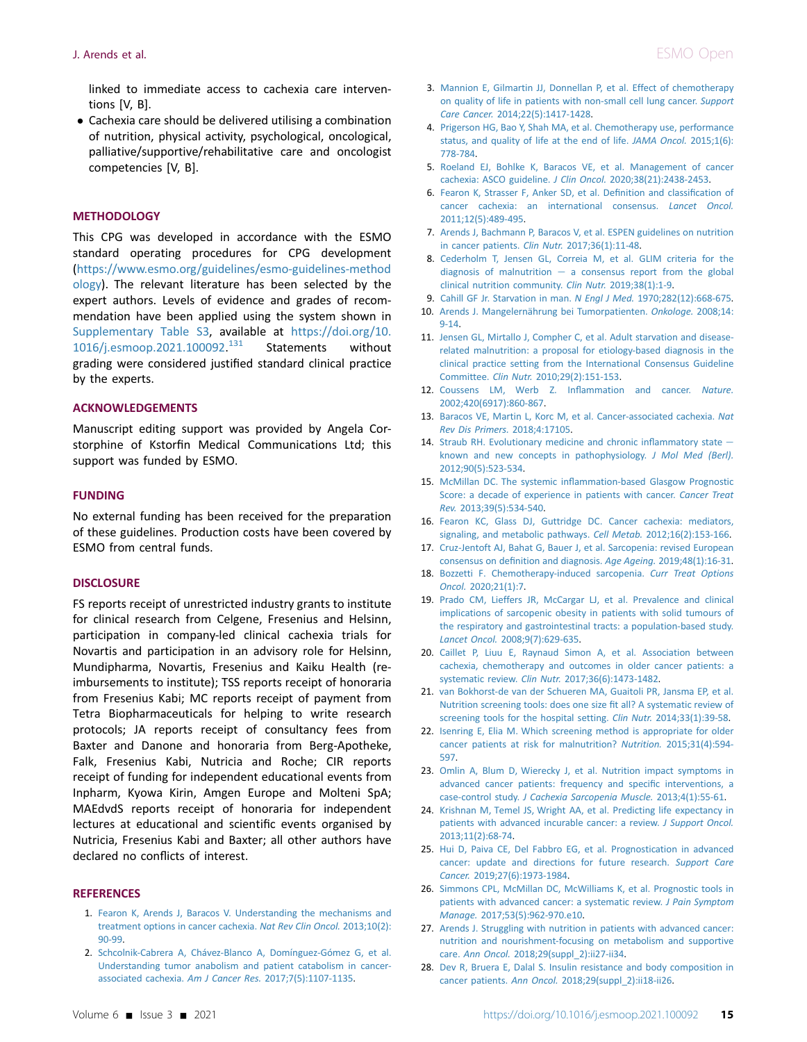linked to immediate access to cachexia care interventions [V, B].

- Cachexia care should be delivered utilising a combination of nutrition, physical activity, psychological, oncological, palliative/supportive/rehabilitative care and oncologist competencies [V, B].

## METHODOLOGY

This CPG was developed in accordance with the ESMO standard operating procedures for CPG development (https://www.esmo.org/guidelines/esmo-guidelines-methodology). The relevant literature has been selected by the expert authors. Levels of evidence and grades of recommendation have been applied using the system shown in Supplementary Table S3, available at https://doi.org/10.1016/j.esmoop.2021.100092.[131] Statements without grading were considered justified standard clinical practice by the experts.

## ACKNOWLEDGEMENTS

Manuscript editing support was provided by Angela Corstorphine of Kstorfin Medical Communications Ltd; this support was funded by ESMO.

## FUNDING

No external funding has been received for the preparation of these guidelines. Production costs have been covered by ESMO from central funds.

## DISCLOSURE

FS reports receipt of unrestricted industry grants to institute for clinical research from Celgene, Fresenius and Helsinn, participation in company-led clinical cachexia trials for Novartis and participation in an advisory role for Helsinn, Mundipharma, Novartis, Fresenius and Kaiku Health (reimbursements to institute); TSS reports receipt of honoraria from Fresenius Kabi; MC reports receipt of payment from Tetra Biopharmaceuticals for helping to write research protocols; JA reports receipt of consultancy fees from Baxter and Danone and honoraria from Berg-Apotheke, Falk, Fresenius Kabi, Nutricia and Roche; CIR reports receipt of funding for independent educational events from Inpharm, Kyowa Kirin, Amgen Europe and Molteni SpA; MAEdvdS reports receipt of honoraria for independent lectures at educational and scientific events organised by Nutricia, Fresenius Kabi and Baxter; all other authors have declared no conflicts of interest.

## REFERENCES

1. Fearon K, Arends J, Baracos V. Understanding the mechanisms and treatment options in cancer cachexia. *Nat Rev Clin Oncol.* 2013;10(2):90-99.
2. Schcolnik-Cabrera A, Chávez-Blanco A, Domínguez-Gómez G, et al. Understanding tumor anabolism and patient catabolism in cancer-associated cachexia. *Am J Cancer Res.* 2017;7(5):1107-1135.
3. Mannion E, Gilmartin JJ, Donnellan P, et al. Effect of chemotherapy on quality of life in patients with non-small cell lung cancer. *Support Care Cancer.* 2014;22(5):1417-1428.
4. Prigerson HG, Bao Y, Shah MA, et al. Chemotherapy use, performance status, and quality of life at the end of life. *JAMA Oncol.* 2015;1(6):778-784.
5. Roeland EJ, Bohlke K, Baracos VE, et al. Management of cancer cachexia: ASCO guideline. *J Clin Oncol.* 2020;38(21):2438-2453.
6. Fearon K, Strasser F, Anker SD, et al. Definition and classification of cancer cachexia: an international consensus. *Lancet Oncol.* 2011;12(5):489-495.
7. Arends J, Bachmann P, Baracos V, et al. ESPEN guidelines on nutrition in cancer patients. *Clin Nutr.* 2017;36(1):11-48.
8. Cederholm T, Jensen GL, Correia M, et al. GLIM criteria for the diagnosis of malnutrition — a consensus report from the global clinical nutrition community. *Clin Nutr.* 2019;38(1):1-9.
9. Cahill GF Jr. Starvation in man. *N Engl J Med.* 1970;282(12):668-675.
10. Arends J. Mangelernährung bei Tumorpatienten. *Onkologe.* 2008;14:9-14.
11. Jensen GL, Mirtallo J, Compher C, et al. Adult starvation and disease-related malnutrition: a proposal for etiology-based diagnosis in the clinical practice setting from the International Consensus Guideline Committee. *Clin Nutr.* 2010;29(2):151-153.
12. Coussens LM, Werb Z. Inflammation and cancer. *Nature.* 2002;420(6917):860-867.
13. Baracos VE, Martin L, Korc M, et al. Cancer-associated cachexia. *Nat Rev Dis Primers.* 2018;4:17105.
14. Straub RH. Evolutionary medicine and chronic inflammatory state — known and new concepts in pathophysiology. *J Mol Med (Berl).* 2012;90(5):523-534.
15. McMillan DC. The systemic inflammation-based Glasgow Prognostic Score: a decade of experience in patients with cancer. *Cancer Treat Rev.* 2013;39(5):534-540.
16. Fearon KC, Glass DJ, Guttridge DC. Cancer cachexia: mediators, signaling, and metabolic pathways. *Cell Metab.* 2012;16(2):153-166.
17. Cruz-Jentoft AJ, Bahat G, Bauer J, et al. Sarcopenia: revised European consensus on definition and diagnosis. *Age Ageing.* 2019;48(1):16-31.
18. Bozzetti F. Chemotherapy-induced sarcopenia. *Curr Treat Options Oncol.* 2020;21(1):7.
19. Prado CM, Lieffers JR, McCargar LJ, et al. Prevalence and clinical implications of sarcopenic obesity in patients with solid tumours of the respiratory and gastrointestinal tracts: a population-based study. *Lancet Oncol.* 2008;9(7):629-635.
20. Caillet P, Liuu E, Raynaud Simon A, et al. Association between cachexia, chemotherapy and outcomes in older cancer patients: a systematic review. *Clin Nutr.* 2017;36(6):1473-1482.
21. van Bokhorst-de van der Schueren MA, Guaitoli PR, Jansma EP, et al. Nutrition screening tools: does one size fit all? A systematic review of screening tools for the hospital setting. *Clin Nutr.* 2014;33(1):39-58.
22. Isenring E, Elia M. Which screening method is appropriate for older cancer patients at risk for malnutrition? *Nutrition.* 2015;31(4):594-597.
23. Omlin A, Blum D, Wierecky J, et al. Nutrition impact symptoms in advanced cancer patients: frequency and specific interventions, a case-control study. *J Cachexia Sarcopenia Muscle.* 2013;4(1):55-61.
24. Krishnan M, Temel JS, Wright AA, et al. Predicting life expectancy in patients with advanced incurable cancer: a review. *J Support Oncol.* 2013;11(2):68-74.
25. Hui D, Paiva CE, Del Fabbro EG, et al. Prognostication in advanced cancer: update and directions for future research. *Support Care Cancer.* 2019;27(6):1973-1984.
26. Simmons CPL, McMillan DC, McWilliams K, et al. Prognostic tools in patients with advanced cancer: a systematic review. *J Pain Symptom Manage.* 2017;53(5):962-970.e10.
27. Arends J. Struggling with nutrition in patients with advanced cancer: nutrition and nourishment-focusing on metabolism and supportive care. *Ann Oncol.* 2018;29(suppl_2):ii27-ii34.
28. Dev R, Bruera E, Dalal S. Insulin resistance and body composition in cancer patients. *Ann Oncol.* 2018;29(suppl_2):ii18-ii26.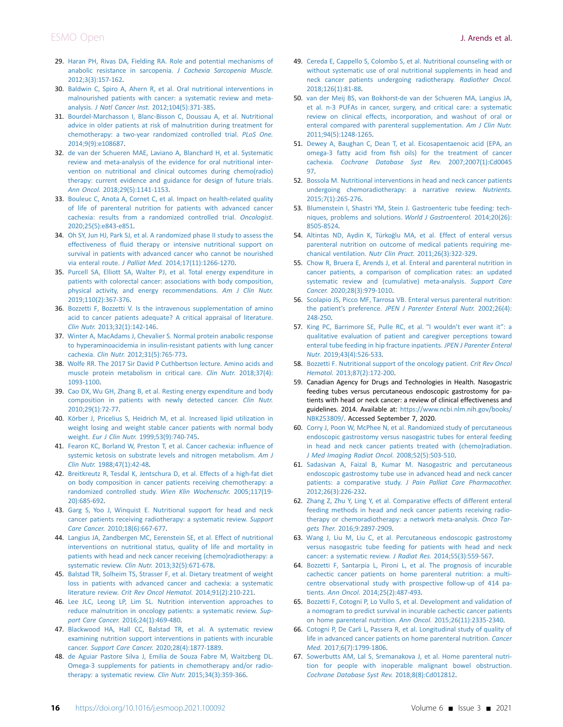29. Haran PH, Rivas DA, Fielding RA. Role and potential mechanisms of anabolic resistance in sarcopenia. *J Cachexia Sarcopenia Muscle.* 2012;3(3):157-162.
30. Baldwin C, Spiro A, Ahern R, et al. Oral nutritional interventions in malnourished patients with cancer: a systematic review and meta-analysis. *J Natl Cancer Inst.* 2012;104(5):371-385.
31. Bourdel-Marchasson I, Blanc-Bisson C, Doussau A, et al. Nutritional advice in older patients at risk of malnutrition during treatment for chemotherapy: a two-year randomized controlled trial. *PLoS One.* 2014;9(9):e108687.
32. de van der Schueren MAE, Laviano A, Blanchard H, et al. Systematic review and meta-analysis of the evidence for oral nutritional intervention on nutritional and clinical outcomes during chemo(radio)therapy: current evidence and guidance for design of future trials. *Ann Oncol.* 2018;29(5):1141-1153.
33. Bouleuc C, Anota A, Cornet C, et al. Impact on health-related quality of life of parenteral nutrition for patients with advanced cancer cachexia: results from a randomized controlled trial. *Oncologist.* 2020;25(5):e843-e851.
34. Oh SY, Jun HJ, Park SJ, et al. A randomized phase II study to assess the effectiveness of fluid therapy or intensive nutritional support on survival in patients with advanced cancer who cannot be nourished via enteral route. *J Palliat Med.* 2014;17(11):1266-1270.
35. Purcell SA, Elliott SA, Walter PJ, et al. Total energy expenditure in patients with colorectal cancer: associations with body composition, physical activity, and energy recommendations. *Am J Clin Nutr.* 2019;110(2):367-376.
36. Bozzetti F, Bozzetti V. Is the intravenous supplementation of amino acid to cancer patients adequate? A critical appraisal of literature. *Clin Nutr.* 2013;32(1):142-146.
37. Winter A, MacAdams J, Chevalier S. Normal protein anabolic response to hyperaminoacidemia in insulin-resistant patients with lung cancer cachexia. *Clin Nutr.* 2012;31(5):765-773.
38. Wolfe RR. The 2017 Sir David P Cuthbertson lecture. Amino acids and muscle protein metabolism in critical care. *Clin Nutr.* 2018;37(4):1093-1100.
39. Cao DX, Wu GH, Zhang B, et al. Resting energy expenditure and body composition in patients with newly detected cancer. *Clin Nutr.* 2010;29(1):72-77.
40. Körber J, Pricelius S, Heidrich M, et al. Increased lipid utilization in weight losing and weight stable cancer patients with normal body weight. *Eur J Clin Nutr.* 1999;53(9):740-745.
41. Fearon KC, Borland W, Preston T, et al. Cancer cachexia: influence of systemic ketosis on substrate levels and nitrogen metabolism. *Am J Clin Nutr.* 1988;47(1):42-48.
42. Breitkreutz R, Tesdal K, Jentschura D, et al. Effects of a high-fat diet on body composition in cancer patients receiving chemotherapy: a randomized controlled study. *Wien Klin Wochenschr.* 2005;117(19-20):685-692.
43. Garg S, Yoo J, Winquist E. Nutritional support for head and neck cancer patients receiving radiotherapy: a systematic review. *Support Care Cancer.* 2010;18(6):667-677.
44. Langius JA, Zandbergen MC, Eerenstein SE, et al. Effect of nutritional interventions on nutritional status, quality of life and mortality in patients with head and neck cancer receiving (chemo)radiotherapy: a systematic review. *Clin Nutr.* 2013;32(5):671-678.
45. Balstad TR, Solheim TS, Strasser F, et al. Dietary treatment of weight loss in patients with advanced cancer and cachexia: a systematic literature review. *Crit Rev Oncol Hematol.* 2014;91(2):210-221.
46. Lee JLC, Leong LP, Lim SL. Nutrition intervention approaches to reduce malnutrition in oncology patients: a systematic review. *Support Care Cancer.* 2016;24(1):469-480.
47. Blackwood HA, Hall CC, Balstad TR, et al. A systematic review examining nutrition support interventions in patients with incurable cancer. *Support Care Cancer.* 2020;28(4):1877-1889.
48. de Aguiar Pastore Silva J, Emilia de Souza Fabre M, Waitzberg DL. Omega-3 supplements for patients in chemotherapy and/or radiotherapy: a systematic review. *Clin Nutr.* 2015;34(3):359-366.
49. Cereda E, Cappello S, Colombo S, et al. Nutritional counseling with or without systematic use of oral nutritional supplements in head and neck cancer patients undergoing radiotherapy. *Radiother Oncol.* 2018;126(1):81-88.
50. van der Meij BS, van Bokhorst-de van der Schueren MA, Langius JA, et al. n-3 PUFAs in cancer, surgery, and critical care: a systematic review on clinical effects, incorporation, and washout of oral or enteral compared with parenteral supplementation. *Am J Clin Nutr.* 2011;94(5):1248-1265.
51. Dewey A, Baughan C, Dean T, et al. Eicosapentaenoic acid (EPA, an omega-3 fatty acid from fish oils) for the treatment of cancer cachexia. *Cochrane Database Syst Rev.* 2007;2007(1):Cd004597.
52. Bossola M. Nutritional interventions in head and neck cancer patients undergoing chemoradiotherapy: a narrative review. *Nutrients.* 2015;7(1):265-276.
53. Blumenstein I, Shastri YM, Stein J. Gastroenteric tube feeding: techniques, problems and solutions. *World J Gastroenterol.* 2014;20(26):8505-8524.
54. Altintas ND, Aydin K, Türkoğlu MA, et al. Effect of enteral versus parenteral nutrition on outcome of medical patients requiring mechanical ventilation. *Nutr Clin Pract.* 2011;26(3):322-329.
55. Chow R, Bruera E, Arends J, et al. Enteral and parenteral nutrition in cancer patients, a comparison of complication rates: an updated systematic review and (cumulative) meta-analysis. *Support Care Cancer.* 2020;28(3):979-1010.
56. Scolapio JS, Picco MF, Tarrosa VB. Enteral versus parenteral nutrition: the patient's preference. *JPEN J Parenter Enteral Nutr.* 2002;26(4):248-250.
57. King PC, Barrimore SE, Pulle RC, et al. "I wouldn't ever want it": a qualitative evaluation of patient and caregiver perceptions toward enteral tube feeding in hip fracture inpatients. *JPEN J Parenter Enteral Nutr.* 2019;43(4):526-533.
58. Bozzetti F. Nutritional support of the oncology patient. *Crit Rev Oncol Hematol.* 2013;87(2):172-200.
59. Canadian Agency for Drugs and Technologies in Health. Nasogastric feeding tubes versus percutaneous endoscopic gastrostomy for patients with head or neck cancer: a review of clinical effectiveness and guidelines. 2014. Available at: https://www.ncbi.nlm.nih.gov/books/NBK253809/. Accessed September 7, 2020.
60. Corry J, Poon W, McPhee N, et al. Randomized study of percutaneous endoscopic gastrostomy versus nasogastric tubes for enteral feeding in head and neck cancer patients treated with (chemo)radiation. *J Med Imaging Radiat Oncol.* 2008;52(5):503-510.
61. Sadasivan A, Faizal B, Kumar M. Nasogastric and percutaneous endoscopic gastrostomy tube use in advanced head and neck cancer patients: a comparative study. *J Pain Palliat Care Pharmacother.* 2012;26(3):226-232.
62. Zhang Z, Zhu Y, Ling Y, et al. Comparative effects of different enteral feeding methods in head and neck cancer patients receiving radiotherapy or chemoradiotherapy: a network meta-analysis. *Onco Targets Ther.* 2016;9:2897-2909.
63. Wang J, Liu M, Liu C, et al. Percutaneous endoscopic gastrostomy versus nasogastric tube feeding for patients with head and neck cancer: a systematic review. *J Radiat Res.* 2014;55(3):559-567.
64. Bozzetti F, Santarpia L, Pironi L, et al. The prognosis of incurable cachectic cancer patients on home parenteral nutrition: a multi-centre observational study with prospective follow-up of 414 patients. *Ann Oncol.* 2014;25(2):487-493.
65. Bozzetti F, Cotogni P, Lo Vullo S, et al. Development and validation of a nomogram to predict survival in incurable cachectic cancer patients on home parenteral nutrition. *Ann Oncol.* 2015;26(11):2335-2340.
66. Cotogni P, De Carli L, Passera R, et al. Longitudinal study of quality of life in advanced cancer patients on home parenteral nutrition. *Cancer Med.* 2017;6(7):1799-1806.
67. Sowerbutts AM, Lal S, Sremanakova J, et al. Home parenteral nutrition for people with inoperable malignant bowel obstruction. *Cochrane Database Syst Rev.* 2018;8(8):Cd012812.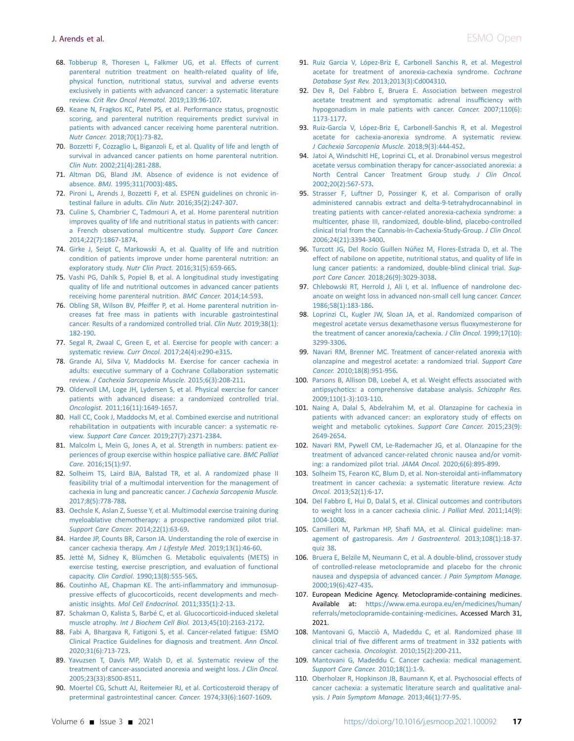68. Tobberup R, Thoresen L, Falkmer UG, et al. Effects of current parenteral nutrition treatment on health-related quality of life, physical function, nutritional status, survival and adverse events exclusively in patients with advanced cancer: a systematic literature review. *Crit Rev Oncol Hematol.* 2019;139:96-107.
69. Keane N, Fragkos KC, Patel PS, et al. Performance status, prognostic scoring, and parenteral nutrition requirements predict survival in patients with advanced cancer receiving home parenteral nutrition. *Nutr Cancer.* 2018;70(1):73-82.
70. Bozzetti F, Cozzaglio L, Biganzoli E, et al. Quality of life and length of survival in advanced cancer patients on home parenteral nutrition. *Clin Nutr.* 2002;21(4):281-288.
71. Altman DG, Bland JM. Absence of evidence is not evidence of absence. *BMJ.* 1995;311(7003):485.
72. Pironi L, Arends J, Bozzetti F, et al. ESPEN guidelines on chronic intestinal failure in adults. *Clin Nutr.* 2016;35(2):247-307.
73. Culine S, Chambrier C, Tadmouri A, et al. Home parenteral nutrition improves quality of life and nutritional status in patients with cancer: a French observational multicentre study. *Support Care Cancer.* 2014;22(7):1867-1874.
74. Girke J, Seipt C, Markowski A, et al. Quality of life and nutrition condition of patients improve under home parenteral nutrition: an exploratory study. *Nutr Clin Pract.* 2016;31(5):659-665.
75. Vashi PG, Dahlk S, Popiel B, et al. A longitudinal study investigating quality of life and nutritional outcomes in advanced cancer patients receiving home parenteral nutrition. *BMC Cancer.* 2014;14:593.
76. Obling SR, Wilson BV, Pfeiffer P, et al. Home parenteral nutrition increases fat free mass in patients with incurable gastrointestinal cancer. Results of a randomized controlled trial. *Clin Nutr.* 2019;38(1):182-190.
77. Segal R, Zwaal C, Green E, et al. Exercise for people with cancer: a systematic review. *Curr Oncol.* 2017;24(4):e290-e315.
78. Grande AJ, Silva V, Maddocks M. Exercise for cancer cachexia in adults: executive summary of a Cochrane Collaboration systematic review. *J Cachexia Sarcopenia Muscle.* 2015;6(3):208-211.
79. Oldervoll LM, Loge JH, Lydersen S, et al. Physical exercise for cancer patients with advanced disease: a randomized controlled trial. *Oncologist.* 2011;16(11):1649-1657.
80. Hall CC, Cook J, Maddocks M, et al. Combined exercise and nutritional rehabilitation in outpatients with incurable cancer: a systematic review. *Support Care Cancer.* 2019;27(7):2371-2384.
81. Malcolm L, Mein G, Jones A, et al. Strength in numbers: patient experiences of group exercise within hospice palliative care. *BMC Palliat Care.* 2016;15(1):97.
82. Solheim TS, Laird BJA, Balstad TR, et al. A randomized phase II feasibility trial of a multimodal intervention for the management of cachexia in lung and pancreatic cancer. *J Cachexia Sarcopenia Muscle.* 2017;8(5):778-788.
83. Oechsle K, Aslan Z, Suesse Y, et al. Multimodal exercise training during myeloablative chemotherapy: a prospective randomized pilot trial. *Support Care Cancer.* 2014;22(1):63-69.
84. Hardee JP, Counts BR, Carson JA. Understanding the role of exercise in cancer cachexia therapy. *Am J Lifestyle Med.* 2019;13(1):46-60.
85. Jetté M, Sidney K, Blümchen G. Metabolic equivalents (METS) in exercise testing, exercise prescription, and evaluation of functional capacity. *Clin Cardiol.* 1990;13(8):555-565.
86. Coutinho AE, Chapman KE. The anti-inflammatory and immunosuppressive effects of glucocorticoids, recent developments and mechanistic insights. *Mol Cell Endocrinol.* 2011;335(1):2-13.
87. Schakman O, Kalista S, Barbé C, et al. Glucocorticoid-induced skeletal muscle atrophy. *Int J Biochem Cell Biol.* 2013;45(10):2163-2172.
88. Fabi A, Bhargava R, Fatigoni S, et al. Cancer-related fatigue: ESMO Clinical Practice Guidelines for diagnosis and treatment. *Ann Oncol.* 2020;31(6):713-723.
89. Yavuzsen T, Davis MP, Walsh D, et al. Systematic review of the treatment of cancer-associated anorexia and weight loss. *J Clin Oncol.* 2005;23(33):8500-8511.
90. Moertel CG, Schutt AJ, Reitemeier RJ, et al. Corticosteroid therapy of preterminal gastrointestinal cancer. *Cancer.* 1974;33(6):1607-1609.
91. Ruiz Garcia V, López-Briz E, Carbonell Sanchis R, et al. Megestrol acetate for treatment of anorexia-cachexia syndrome. *Cochrane Database Syst Rev.* 2013;2013(3):Cd004310.
92. Dev R, Del Fabbro E, Bruera E. Association between megestrol acetate treatment and symptomatic adrenal insufficiency with hypogonadism in male patients with cancer. *Cancer.* 2007;110(6):1173-1177.
93. Ruiz-García V, López-Briz E, Carbonell-Sanchis R, et al. Megestrol acetate for cachexia-anorexia syndrome. A systematic review. *J Cachexia Sarcopenia Muscle.* 2018;9(3):444-452.
94. Jatoi A, Windschitl HE, Loprinzi CL, et al. Dronabinol versus megestrol acetate versus combination therapy for cancer-associated anorexia: a North Central Cancer Treatment Group study. *J Clin Oncol.* 2002;20(2):567-573.
95. Strasser F, Luftner D, Possinger K, et al. Comparison of orally administered cannabis extract and delta-9-tetrahydrocannabinol in treating patients with cancer-related anorexia-cachexia syndrome: a multicenter, phase III, randomized, double-blind, placebo-controlled clinical trial from the Cannabis-In-Cachexia-Study-Group. *J Clin Oncol.* 2006;24(21):3394-3400.
96. Turcott JG, Del Rocío Guillen Núñez M, Flores-Estrada D, et al. The effect of nabilone on appetite, nutritional status, and quality of life in lung cancer patients: a randomized, double-blind clinical trial. *Support Care Cancer.* 2018;26(9):3029-3038.
97. Chlebowski RT, Herrold J, Ali I, et al. Influence of nandrolone decanoate on weight loss in advanced non-small cell lung cancer. *Cancer.* 1986;58(1):183-186.
98. Loprinzi CL, Kugler JW, Sloan JA, et al. Randomized comparison of megestrol acetate versus dexamethasone versus fluoxymesterone for the treatment of cancer anorexia/cachexia. *J Clin Oncol.* 1999;17(10):3299-3306.
99. Navari RM, Brenner MC. Treatment of cancer-related anorexia with olanzapine and megestrol acetate: a randomized trial. *Support Care Cancer.* 2010;18(8):951-956.
100. Parsons B, Allison DB, Loebel A, et al. Weight effects associated with antipsychotics: a comprehensive database analysis. *Schizophr Res.* 2009;110(1-3):103-110.
101. Naing A, Dalal S, Abdelrahim M, et al. Olanzapine for cachexia in patients with advanced cancer: an exploratory study of effects on weight and metabolic cytokines. *Support Care Cancer.* 2015;23(9):2649-2654.
102. Navari RM, Pywell CM, Le-Rademacher JG, et al. Olanzapine for the treatment of advanced cancer-related chronic nausea and/or vomiting: a randomized pilot trial. *JAMA Oncol.* 2020;6(6):895-899.
103. Solheim TS, Fearon KC, Blum D, et al. Non-steroidal anti-inflammatory treatment in cancer cachexia: a systematic literature review. *Acta Oncol.* 2013;52(1):6-17.
104. Del Fabbro E, Hui D, Dalal S, et al. Clinical outcomes and contributors to weight loss in a cancer cachexia clinic. *J Palliat Med.* 2011;14(9):1004-1008.
105. Camilleri M, Parkman HP, Shafi MA, et al. Clinical guideline: management of gastroparesis. *Am J Gastroenterol.* 2013;108(1):18-37. quiz 38.
106. Bruera E, Belzile M, Neumann C, et al. A double-blind, crossover study of controlled-release metoclopramide and placebo for the chronic nausea and dyspepsia of advanced cancer. *J Pain Symptom Manage.* 2000;19(6):427-435.
107. European Medicine Agency. Metoclopramide-containing medicines. Available at: https://www.ema.europa.eu/en/medicines/human/referrals/metoclopramide-containing-medicines. Accessed March 31, 2021.
108. Mantovani G, Macciò A, Madeddu C, et al. Randomized phase III clinical trial of five different arms of treatment in 332 patients with cancer cachexia. *Oncologist.* 2010;15(2):200-211.
109. Mantovani G, Madeddu C. Cancer cachexia: medical management. *Support Care Cancer.* 2010;18(1):1-9.
110. Oberholzer R, Hopkinson JB, Baumann K, et al. Psychosocial effects of cancer cachexia: a systematic literature search and qualitative analysis. *J Pain Symptom Manage.* 2013;46(1):77-95.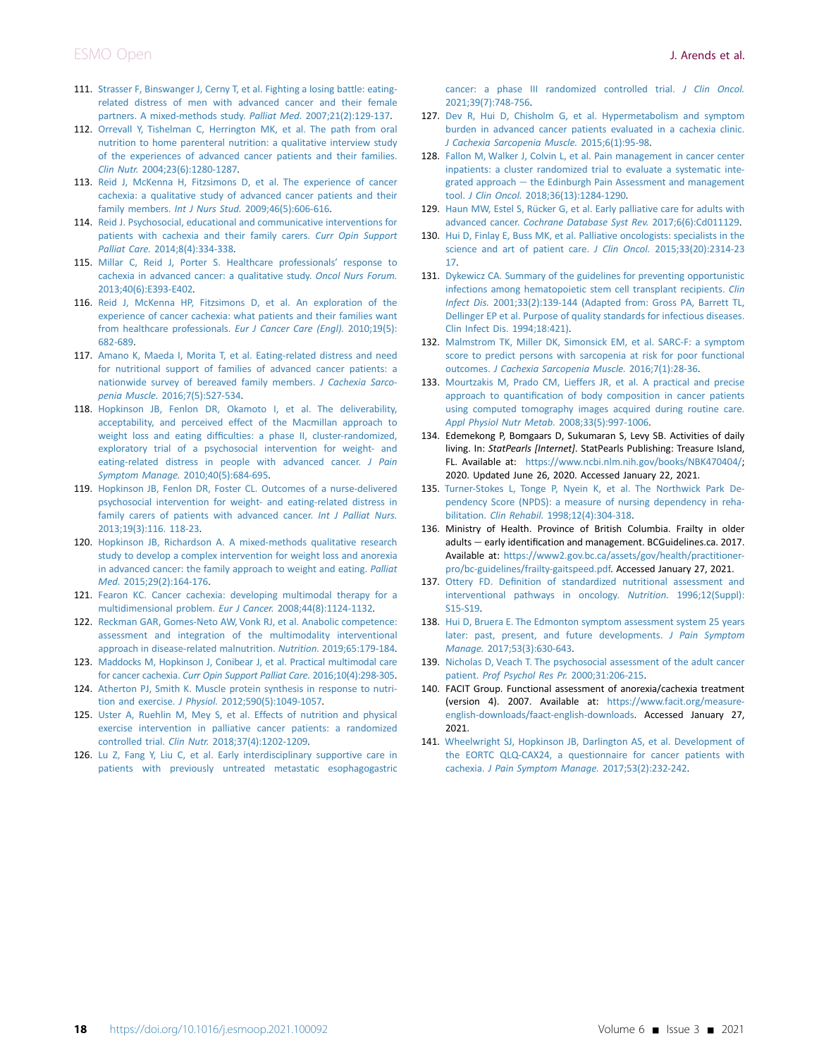111. Strasser F, Binswanger J, Cerny T, et al. Fighting a losing battle: eating-related distress of men with advanced cancer and their female partners. A mixed-methods study. *Palliat Med.* 2007;21(2):129-137.
112. Orrevall Y, Tishelman C, Herrington MK, et al. The path from oral nutrition to home parenteral nutrition: a qualitative interview study of the experiences of advanced cancer patients and their families. *Clin Nutr.* 2004;23(6):1280-1287.
113. Reid J, McKenna H, Fitzsimons D, et al. The experience of cancer cachexia: a qualitative study of advanced cancer patients and their family members. *Int J Nurs Stud.* 2009;46(5):606-616.
114. Reid J. Psychosocial, educational and communicative interventions for patients with cachexia and their family carers. *Curr Opin Support Palliat Care.* 2014;8(4):334-338.
115. Millar C, Reid J, Porter S. Healthcare professionals' response to cachexia in advanced cancer: a qualitative study. *Oncol Nurs Forum.* 2013;40(6):E393-E402.
116. Reid J, McKenna HP, Fitzsimons D, et al. An exploration of the experience of cancer cachexia: what patients and their families want from healthcare professionals. *Eur J Cancer Care (Engl).* 2010;19(5): 682-689.
117. Amano K, Maeda I, Morita T, et al. Eating-related distress and need for nutritional support of families of advanced cancer patients: a nationwide survey of bereaved family members. *J Cachexia Sarcopenia Muscle.* 2016;7(5):527-534.
118. Hopkinson JB, Fenlon DR, Okamoto I, et al. The deliverability, acceptability, and perceived effect of the Macmillan approach to weight loss and eating difficulties: a phase II, cluster-randomized, exploratory trial of a psychosocial intervention for weight- and eating-related distress in people with advanced cancer. *J Pain Symptom Manage.* 2010;40(5):684-695.
119. Hopkinson JB, Fenlon DR, Foster CL. Outcomes of a nurse-delivered psychosocial intervention for weight- and eating-related distress in family carers of patients with advanced cancer. *Int J Palliat Nurs.* 2013;19(3):116. 118-23.
120. Hopkinson JB, Richardson A. A mixed-methods qualitative research study to develop a complex intervention for weight loss and anorexia in advanced cancer: the family approach to weight and eating. *Palliat Med.* 2015;29(2):164-176.
121. Fearon KC. Cancer cachexia: developing multimodal therapy for a multidimensional problem. *Eur J Cancer.* 2008;44(8):1124-1132.
122. Reckman GAR, Gomes-Neto AW, Vonk RJ, et al. Anabolic competence: assessment and integration of the multimodality interventional approach in disease-related malnutrition. *Nutrition.* 2019;65:179-184.
123. Maddocks M, Hopkinson J, Conibear J, et al. Practical multimodal care for cancer cachexia. *Curr Opin Support Palliat Care.* 2016;10(4):298-305.
124. Atherton PJ, Smith K. Muscle protein synthesis in response to nutrition and exercise. *J Physiol.* 2012;590(5):1049-1057.
125. Uster A, Ruehlin M, Mey S, et al. Effects of nutrition and physical exercise intervention in palliative cancer patients: a randomized controlled trial. *Clin Nutr.* 2018;37(4):1202-1209.
126. Lu Z, Fang Y, Liu C, et al. Early interdisciplinary supportive care in patients with previously untreated metastatic esophagogastric cancer: a phase III randomized controlled trial. *J Clin Oncol.* 2021;39(7):748-756.
127. Dev R, Hui D, Chisholm G, et al. Hypermetabolism and symptom burden in advanced cancer patients evaluated in a cachexia clinic. *J Cachexia Sarcopenia Muscle.* 2015;6(1):95-98.
128. Fallon M, Walker J, Colvin L, et al. Pain management in cancer center inpatients: a cluster randomized trial to evaluate a systematic integrated approach — the Edinburgh Pain Assessment and management tool. *J Clin Oncol.* 2018;36(13):1284-1290.
129. Haun MW, Estel S, Rücker G, et al. Early palliative care for adults with advanced cancer. *Cochrane Database Syst Rev.* 2017;6(6):Cd011129.
130. Hui D, Finlay E, Buss MK, et al. Palliative oncologists: specialists in the science and art of patient care. *J Clin Oncol.* 2015;33(20):2314-23 17.
131. Dykewicz CA. Summary of the guidelines for preventing opportunistic infections among hematopoietic stem cell transplant recipients. *Clin Infect Dis.* 2001;33(2):139-144 (Adapted from: Gross PA, Barrett TL, Dellinger EP et al. Purpose of quality standards for infectious diseases. Clin Infect Dis. 1994;18:421).
132. Malmstrom TK, Miller DK, Simonsick EM, et al. SARC-F: a symptom score to predict persons with sarcopenia at risk for poor functional outcomes. *J Cachexia Sarcopenia Muscle.* 2016;7(1):28-36.
133. Mourtzakis M, Prado CM, Lieffers JR, et al. A practical and precise approach to quantification of body composition in cancer patients using computed tomography images acquired during routine care. *Appl Physiol Nutr Metab.* 2008;33(5):997-1006.
134. Edemekong P, Bomgaars D, Sukumaran S, Levy SB. Activities of daily living. In: *StatPearls [Internet]*. StatPearls Publishing: Treasure Island, FL. Available at: https://www.ncbi.nlm.nih.gov/books/NBK470404/; 2020. Updated June 26, 2020. Accessed January 22, 2021.
135. Turner-Stokes L, Tonge P, Nyein K, et al. The Northwick Park Dependency Score (NPDS): a measure of nursing dependency in rehabilitation. *Clin Rehabil.* 1998;12(4):304-318.
136. Ministry of Health. Province of British Columbia. Frailty in older adults — early identification and management. BCGuidelines.ca. 2017. Available at: https://www2.gov.bc.ca/assets/gov/health/practitioner-pro/bc-guidelines/frailty-gaitspeed.pdf. Accessed January 27, 2021.
137. Ottery FD. Definition of standardized nutritional assessment and interventional pathways in oncology. *Nutrition.* 1996;12(Suppl): S15-S19.
138. Hui D, Bruera E. The Edmonton symptom assessment system 25 years later: past, present, and future developments. *J Pain Symptom Manage.* 2017;53(3):630-643.
139. Nicholas D, Veach T. The psychosocial assessment of the adult cancer patient. *Prof Psychol Res Pr.* 2000;31:206-215.
140. FACIT Group. Functional assessment of anorexia/cachexia treatment (version 4). 2007. Available at: https://www.facit.org/measure-english-downloads/faact-english-downloads. Accessed January 27, 2021.
141. Wheelwright SJ, Hopkinson JB, Darlington AS, et al. Development of the EORTC QLQ-CAX24, a questionnaire for cancer patients with cachexia. *J Pain Symptom Manage.* 2017;53(2):232-242.